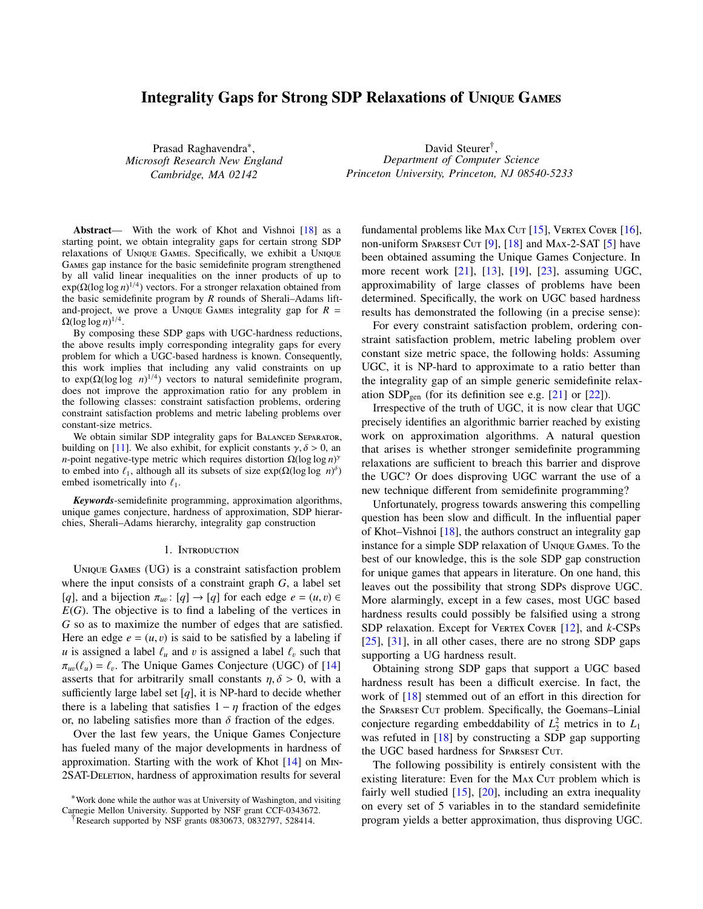# Integrality Gaps for Strong SDP Relaxations of Unique Games

Prasad Raghavendra*, *Microsoft Research New England, Cambridge, MA 02142*

David Steurer†, *Department of Computer Science, Princeton University, Princeton, NJ 08540-5233*

***Abstract*****—** With the work of Khot and Vishnoi [18] as a starting point, we obtain integrality gaps for certain strong SDP relaxations of Unique Games. Specifically, we exhibit a Unique Games gap instance for the basic semidefinite program strengthened by all valid linear inequalities on the inner products of up to $\exp(\Omega(\log\log n)^{1/4})$ vectors. For a stronger relaxation obtained from the basic semidefinite program by $R$ rounds of Sherali–Adams lift-and-project, we prove a Unique Games integrality gap for $R = \Omega(\log\log n)^{1/4}$.

By composing these SDP gaps with UGC-hardness reductions, the above results imply corresponding integrality gaps for every problem for which a UGC-based hardness is known. Consequently, this work implies that including any valid constraints on up to $\exp(\Omega(\log\log\ n)^{1/4})$ vectors to natural semidefinite program, does not improve the approximation ratio for any problem in the following classes: constraint satisfaction problems, ordering constraint satisfaction problems and metric labeling problems over constant-size metrics.

We obtain similar SDP integrality gaps for Balanced Separator, building on [11]. We also exhibit, for explicit constants $\gamma, \delta > 0$, an $n$-point negative-type metric which requires distortion $\Omega(\log\log n)^{\gamma}$ to embed into $\ell_1$, although all its subsets of size $\exp(\Omega(\log\log\ n)^{\delta})$ embed isometrically into $\ell_1$.

***Keywords***-semidefinite programming, approximation algorithms, unique games conjecture, hardness of approximation, SDP hierarchies, Sherali–Adams hierarchy, integrality gap construction

## 1. Introduction

Unique Games (UG) is a constraint satisfaction problem where the input consists of a constraint graph $G$, a label set $[q]$, and a bijection $\pi_{uv}\colon [q] \to [q]$ for each edge $e = (u, v) \in E(G)$. The objective is to find a labeling of the vertices in $G$ so as to maximize the number of edges that are satisfied. Here an edge $e = (u, v)$ is said to be satisfied by a labeling if $u$ is assigned a label $\ell_u$ and $v$ is assigned a label $\ell_v$ such that $\pi_{uv}(\ell_u) = \ell_v$. The Unique Games Conjecture (UGC) of [14] asserts that for arbitrarily small constants $\eta, \delta > 0$, with a sufficiently large label set $[q]$, it is NP-hard to decide whether there is a labeling that satisfies $1 - \eta$ fraction of the edges or, no labeling satisfies more than $\delta$ fraction of the edges.

Over the last few years, the Unique Games Conjecture has fueled many of the major developments in hardness of approximation. Starting with the work of Khot [14] on Min-2SAT-Deletion, hardness of approximation results for several fundamental problems like Max Cut [15], Vertex Cover [16], non-uniform Sparsest Cut [9], [18] and Max-2-SAT [5] have been obtained assuming the Unique Games Conjecture. In more recent work [21], [13], [19], [23], assuming UGC, approximability of large classes of problems have been determined. Specifically, the work on UGC based hardness results has demonstrated the following (in a precise sense):

For every constraint satisfaction problem, ordering constraint satisfaction problem, metric labeling problem over constant size metric space, the following holds: Assuming UGC, it is NP-hard to approximate to a ratio better than the integrality gap of an simple generic semidefinite relaxation $\mathrm{SDP}_{\mathrm{gen}}$ (for its definition see e.g. [21] or [22]).

Irrespective of the truth of UGC, it is now clear that UGC precisely identifies an algorithmic barrier reached by existing work on approximation algorithms. A natural question that arises is whether stronger semidefinite programming relaxations are sufficient to breach this barrier and disprove the UGC? Or does disproving UGC warrant the use of a new technique different from semidefinite programming?

Unfortunately, progress towards answering this compelling question has been slow and difficult. In the influential paper of Khot–Vishnoi [18], the authors construct an integrality gap instance for a simple SDP relaxation of Unique Games. To the best of our knowledge, this is the sole SDP gap construction for unique games that appears in literature. On one hand, this leaves out the possibility that strong SDPs disprove UGC. More alarmingly, except in a few cases, most UGC based hardness results could possibly be falsified using a strong SDP relaxation. Except for Vertex Cover [12], and $k$-CSPs [25], [31], in all other cases, there are no strong SDP gaps supporting a UG hardness result.

Obtaining strong SDP gaps that support a UGC based hardness result has been a difficult exercise. In fact, the work of [18] stemmed out of an effort in this direction for the Sparsest Cut problem. Specifically, the Goemans–Linial conjecture regarding embeddability of $L_2^2$ metrics in to $L_1$ was refuted in [18] by constructing a SDP gap supporting the UGC based hardness for Sparsest Cut.

The following possibility is entirely consistent with the existing literature: Even for the Max Cut problem which is fairly well studied [15], [20], including an extra inequality on every set of 5 variables in to the standard semidefinite program yields a better approximation, thus disproving UGC.

*Work done while the author was at University of Washington, and visiting Carnegie Mellon University. Supported by NSF grant CCF-0343672.

†Research supported by NSF grants 0830673, 0832797, 528414.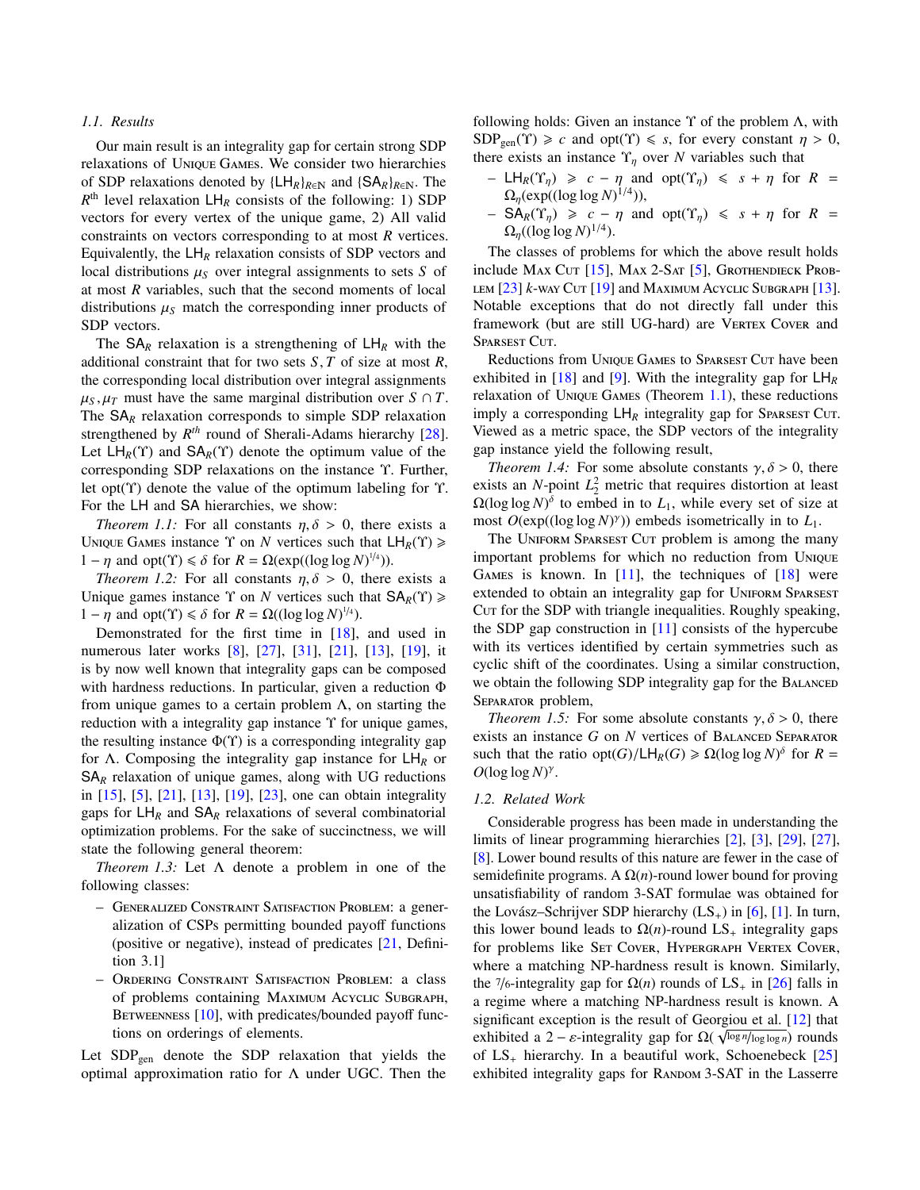### 1.1. Results

Our main result is an integrality gap for certain strong SDP relaxations of Unique Games. We consider two hierarchies of SDP relaxations denoted by $\{\mathsf{LH}_R\}_{R\in\mathbb{N}}$ and $\{\mathsf{SA}_R\}_{R\in\mathbb{N}}$. The $R^{\text{th}}$ level relaxation $\mathsf{LH}_R$ consists of the following: 1) SDP vectors for every vertex of the unique game, 2) All valid constraints on vectors corresponding to at most $R$ vertices. Equivalently, the $\mathsf{LH}_R$ relaxation consists of SDP vectors and local distributions $\mu_S$ over integral assignments to sets $S$ of at most $R$ variables, such that the second moments of local distributions $\mu_S$ match the corresponding inner products of SDP vectors.

The $\mathsf{SA}_R$ relaxation is a strengthening of $\mathsf{LH}_R$ with the additional constraint that for two sets $S, T$ of size at most $R$, the corresponding local distribution over integral assignments $\mu_S, \mu_T$ must have the same marginal distribution over $S \cap T$. The $\mathsf{SA}_R$ relaxation corresponds to simple SDP relaxation strengthened by $R^{th}$ round of Sherali-Adams hierarchy [28]. Let $\mathsf{LH}_R(\Upsilon)$ and $\mathsf{SA}_R(\Upsilon)$ denote the optimum value of the corresponding SDP relaxations on the instance $\Upsilon$. Further, let $\text{opt}(\Upsilon)$ denote the value of the optimum labeling for $\Upsilon$. For the LH and SA hierarchies, we show:

*Theorem 1.1:* For all constants $\eta, \delta > 0$, there exists a Unique Games instance $\Upsilon$ on $N$ vertices such that $\mathsf{LH}_R(\Upsilon) \geqslant 1 - \eta$ and $\text{opt}(\Upsilon) \leqslant \delta$ for $R = \Omega(\exp((\log \log N)^{1/4}))$.

*Theorem 1.2:* For all constants $\eta, \delta > 0$, there exists a Unique games instance $\Upsilon$ on $N$ vertices such that $\mathsf{SA}_R(\Upsilon) \geqslant 1 - \eta$ and $\text{opt}(\Upsilon) \leqslant \delta$ for $R = \Omega((\log \log N)^{1/4})$.

Demonstrated for the first time in [18], and used in numerous later works [8], [27], [31], [21], [13], [19], it is by now well known that integrality gaps can be composed with hardness reductions. In particular, given a reduction $\Phi$ from unique games to a certain problem $\Lambda$, on starting the reduction with a integrality gap instance $\Upsilon$ for unique games, the resulting instance $\Phi(\Upsilon)$ is a corresponding integrality gap for $\Lambda$. Composing the integrality gap instance for $\mathsf{LH}_R$ or $\mathsf{SA}_R$ relaxation of unique games, along with UG reductions in [15], [5], [21], [13], [19], [23], one can obtain integrality gaps for $\mathsf{LH}_R$ and $\mathsf{SA}_R$ relaxations of several combinatorial optimization problems. For the sake of succinctness, we will state the following general theorem:

*Theorem 1.3:* Let $\Lambda$ denote a problem in one of the following classes:

- Generalized Constraint Satisfaction Problem: a generalization of CSPs permitting bounded payoff functions (positive or negative), instead of predicates [21, Definition 3.1]
- Ordering Constraint Satisfaction Problem: a class of problems containing Maximum Acyclic Subgraph, Betweenness [10], with predicates/bounded payoff functions on orderings of elements.

Let $\text{SDP}_{\text{gen}}$ denote the SDP relaxation that yields the optimal approximation ratio for $\Lambda$ under UGC. Then the following holds: Given an instance $\Upsilon$ of the problem $\Lambda$, with $\text{SDP}_{\text{gen}}(\Upsilon) \geqslant c$ and $\text{opt}(\Upsilon) \leqslant s$, for every constant $\eta > 0$, there exists an instance $\Upsilon_\eta$ over $N$ variables such that

- $\mathsf{LH}_R(\Upsilon_\eta) \geqslant c - \eta$ and $\text{opt}(\Upsilon_\eta) \leqslant s + \eta$ for $R = \Omega_\eta(\exp((\log \log N)^{1/4}))$,
- $\mathsf{SA}_R(\Upsilon_\eta) \geqslant c - \eta$ and $\text{opt}(\Upsilon_\eta) \leqslant s + \eta$ for $R = \Omega_\eta((\log \log N)^{1/4})$.

The classes of problems for which the above result holds include Max Cut [15], Max 2-Sat [5], Grothendieck Problem [23] $k$-way Cut [19] and Maximum Acyclic Subgraph [13]. Notable exceptions that do not directly fall under this framework (but are still UG-hard) are Vertex Cover and Sparsest Cut.

Reductions from Unique Games to Sparsest Cut have been exhibited in [18] and [9]. With the integrality gap for $\mathsf{LH}_R$ relaxation of Unique Games (Theorem 1.1), these reductions imply a corresponding $\mathsf{LH}_R$ integrality gap for Sparsest Cut. Viewed as a metric space, the SDP vectors of the integrality gap instance yield the following result,

*Theorem 1.4:* For some absolute constants $\gamma, \delta > 0$, there exists an $N$-point $L_2^2$ metric that requires distortion at least $\Omega(\log \log N)^\delta$ to embed in to $L_1$, while every set of size at most $O(\exp((\log \log N)^\gamma))$ embeds isometrically in to $L_1$.

The Uniform Sparsest Cut problem is among the many important problems for which no reduction from Unique Games is known. In [11], the techniques of [18] were extended to obtain an integrality gap for Uniform Sparsest Cut for the SDP with triangle inequalities. Roughly speaking, the SDP gap construction in [11] consists of the hypercube with its vertices identified by certain symmetries such as cyclic shift of the coordinates. Using a similar construction, we obtain the following SDP integrality gap for the Balanced Separator problem,

*Theorem 1.5:* For some absolute constants $\gamma, \delta > 0$, there exists an instance $G$ on $N$ vertices of Balanced Separator such that the ratio $\text{opt}(G)/\mathsf{LH}_R(G) \geqslant \Omega(\log \log N)^\delta$ for $R = O(\log \log N)^\gamma$.

### 1.2. Related Work

Considerable progress has been made in understanding the limits of linear programming hierarchies [2], [3], [29], [27], [8]. Lower bound results of this nature are fewer in the case of semidefinite programs. A $\Omega(n)$-round lower bound for proving unsatisfiability of random 3-SAT formulae was obtained for the Lovász–Schrijver SDP hierarchy ($\text{LS}_+$) in [6], [1]. In turn, this lower bound leads to $\Omega(n)$-round $\text{LS}_+$ integrality gaps for problems like Set Cover, Hypergraph Vertex Cover, where a matching NP-hardness result is known. Similarly, the $7/6$-integrality gap for $\Omega(n)$ rounds of $\text{LS}_+$ in [26] falls in a regime where a matching NP-hardness result is known. A significant exception is the result of Georgiou et al. [12] that exhibited a $2 - \varepsilon$-integrality gap for $\Omega(\sqrt{\log n / \log \log n})$ rounds of $\text{LS}_+$ hierarchy. In a beautiful work, Schoenebeck [25] exhibited integrality gaps for Random 3-SAT in the Lasserre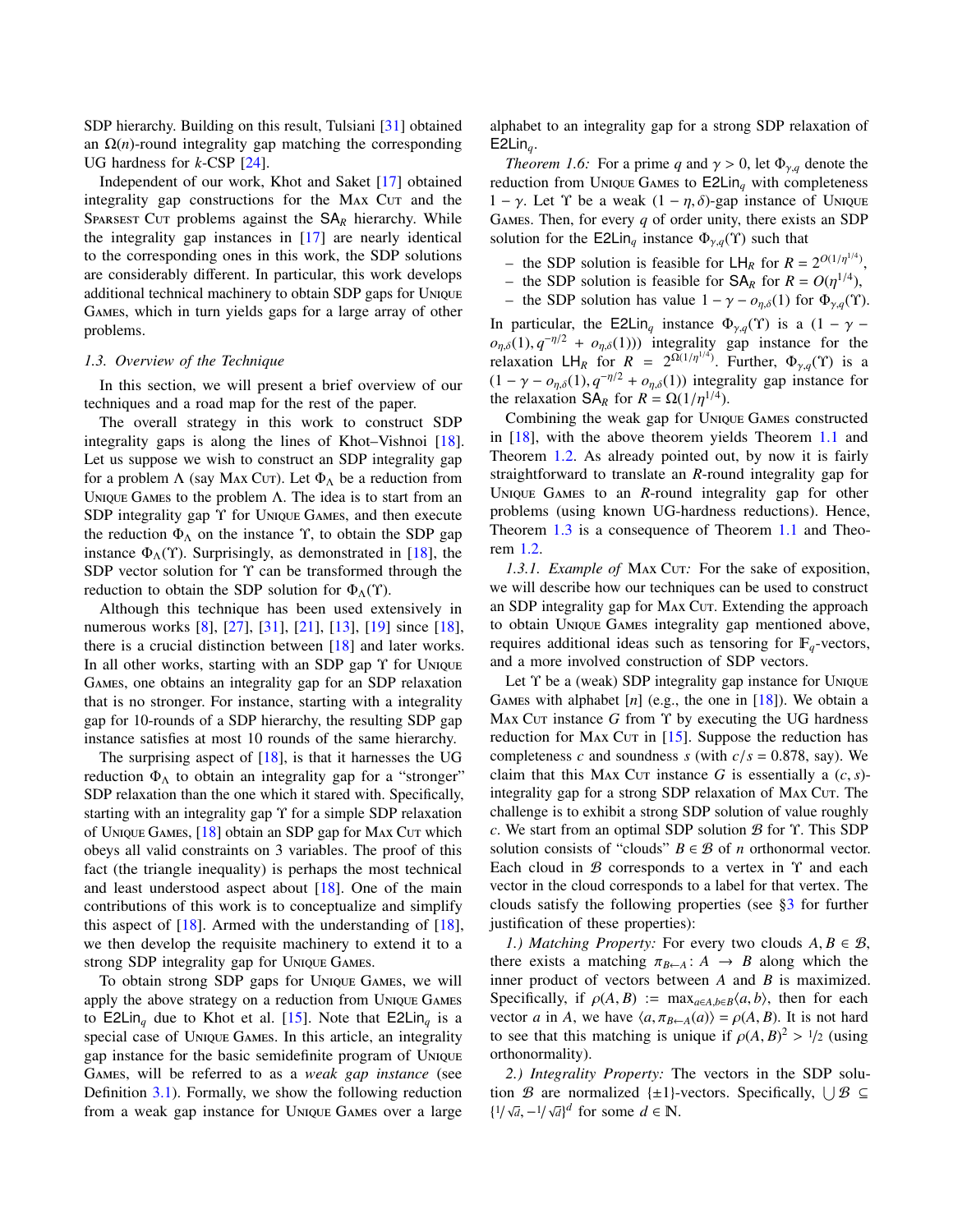SDP hierarchy. Building on this result, Tulsiani [31] obtained an $\Omega(n)$-round integrality gap matching the corresponding UG hardness for $k$-CSP [24].

Independent of our work, Khot and Saket [17] obtained integrality gap constructions for the Max Cut and the Sparsest Cut problems against the $\mathsf{SA}_R$ hierarchy. While the integrality gap instances in [17] are nearly identical to the corresponding ones in this work, the SDP solutions are considerably different. In particular, this work develops additional technical machinery to obtain SDP gaps for Unique Games, which in turn yields gaps for a large array of other problems.

### 1.3. Overview of the Technique

In this section, we will present a brief overview of our techniques and a road map for the rest of the paper.

The overall strategy in this work to construct SDP integrality gaps is along the lines of Khot–Vishnoi [18]. Let us suppose we wish to construct an SDP integrality gap for a problem $\Lambda$ (say Max Cut). Let $\Phi_\Lambda$ be a reduction from Unique Games to the problem $\Lambda$. The idea is to start from an SDP integrality gap $\Upsilon$ for Unique Games, and then execute the reduction $\Phi_\Lambda$ on the instance $\Upsilon$, to obtain the SDP gap instance $\Phi_\Lambda(\Upsilon)$. Surprisingly, as demonstrated in [18], the SDP vector solution for $\Upsilon$ can be transformed through the reduction to obtain the SDP solution for $\Phi_\Lambda(\Upsilon)$.

Although this technique has been used extensively in numerous works [8], [27], [31], [21], [13], [19] since [18], there is a crucial distinction between [18] and later works. In all other works, starting with an SDP gap $\Upsilon$ for Unique Games, one obtains an integrality gap for an SDP relaxation that is no stronger. For instance, starting with a integrality gap for 10-rounds of a SDP hierarchy, the resulting SDP gap instance satisfies at most 10 rounds of the same hierarchy.

The surprising aspect of [18], is that it harnesses the UG reduction $\Phi_\Lambda$ to obtain an integrality gap for a "stronger" SDP relaxation than the one which it stared with. Specifically, starting with an integrality gap $\Upsilon$ for a simple SDP relaxation of Unique Games, [18] obtain an SDP gap for Max Cut which obeys all valid constraints on 3 variables. The proof of this fact (the triangle inequality) is perhaps the most technical and least understood aspect about [18]. One of the main contributions of this work is to conceptualize and simplify this aspect of [18]. Armed with the understanding of [18], we then develop the requisite machinery to extend it to a strong SDP integrality gap for Unique Games.

To obtain strong SDP gaps for Unique Games, we will apply the above strategy on a reduction from Unique Games to $\mathsf{E2Lin}_q$ due to Khot et al. [15]. Note that $\mathsf{E2Lin}_q$ is a special case of Unique Games. In this article, an integrality gap instance for the basic semidefinite program of Unique Games, will be referred to as a *weak gap instance* (see Definition 3.1). Formally, we show the following reduction from a weak gap instance for Unique Games over a large alphabet to an integrality gap for a strong SDP relaxation of $\mathsf{E2Lin}_q$.

*Theorem 1.6:* For a prime $q$ and $\gamma > 0$, let $\Phi_{\gamma,q}$ denote the reduction from Unique Games to $\mathsf{E2Lin}_q$ with completeness $1-\gamma$. Let $\Upsilon$ be a weak $(1-\eta,\delta)$-gap instance of Unique Games. Then, for every $q$ of order unity, there exists an SDP solution for the $\mathsf{E2Lin}_q$ instance $\Phi_{\gamma,q}(\Upsilon)$ such that

- the SDP solution is feasible for $\mathsf{LH}_R$ for $R = 2^{O(1/\eta^{1/4})}$,
- the SDP solution is feasible for $\mathsf{SA}_R$ for $R = O(\eta^{1/4})$,
- the SDP solution has value $1-\gamma-o_{\eta,\delta}(1)$ for $\Phi_{\gamma,q}(\Upsilon)$.

In particular, the $\mathsf{E2Lin}_q$ instance $\Phi_{\gamma,q}(\Upsilon)$ is a $(1-\gamma-o_{\eta,\delta}(1), q^{-\eta/2}+o_{\eta,\delta}(1)))$ integrality gap instance for the relaxation $\mathsf{LH}_R$ for $R = 2^{\Omega(1/\eta^{1/4})}$. Further, $\Phi_{\gamma,q}(\Upsilon)$ is a $(1-\gamma-o_{\eta,\delta}(1), q^{-\eta/2}+o_{\eta,\delta}(1))$ integrality gap instance for the relaxation $\mathsf{SA}_R$ for $R = \Omega(1/\eta^{1/4})$.

Combining the weak gap for Unique Games constructed in [18], with the above theorem yields Theorem 1.1 and Theorem 1.2. As already pointed out, by now it is fairly straightforward to translate an $R$-round integrality gap for Unique Games to an $R$-round integrality gap for other problems (using known UG-hardness reductions). Hence, Theorem 1.3 is a consequence of Theorem 1.1 and Theorem 1.2.

#### 1.3.1. Example of Max Cut:

For the sake of exposition, we will describe how our techniques can be used to construct an SDP integrality gap for Max Cut. Extending the approach to obtain Unique Games integrality gap mentioned above, requires additional ideas such as tensoring for $\mathbb{F}_q$-vectors, and a more involved construction of SDP vectors.

Let $\Upsilon$ be a (weak) SDP integrality gap instance for Unique Games with alphabet $[n]$ (e.g., the one in [18]). We obtain a Max Cut instance $G$ from $\Upsilon$ by executing the UG hardness reduction for Max Cut in [15]. Suppose the reduction has completeness $c$ and soundness $s$ (with $c/s = 0.878$, say). We claim that this Max Cut instance $G$ is essentially a $(c,s)$-integrality gap for a strong SDP relaxation of Max Cut. The challenge is to exhibit a strong SDP solution of value roughly $c$. We start from an optimal SDP solution $\mathcal{B}$ for $\Upsilon$. This SDP solution consists of "clouds" $B \in \mathcal{B}$ of $n$ orthonormal vector. Each cloud in $\mathcal{B}$ corresponds to a vertex in $\Upsilon$ and each vector in the cloud corresponds to a label for that vertex. The clouds satisfy the following properties (see §3 for further justification of these properties):

*1.) Matching Property:* For every two clouds $A, B \in \mathcal{B}$, there exists a matching $\pi_{B\leftarrow A}\colon A \to B$ along which the inner product of vectors between $A$ and $B$ is maximized. Specifically, if $\rho(A,B) := \max_{a\in A, b\in B}\langle a, b\rangle$, then for each vector $a$ in $A$, we have $\langle a, \pi_{B\leftarrow A}(a)\rangle = \rho(A,B)$. It is not hard to see that this matching is unique if $\rho(A,B)^2 > 1/2$ (using orthonormality).

*2.) Integrality Property:* The vectors in the SDP solution $\mathcal{B}$ are normalized $\{\pm 1\}$-vectors. Specifically, $\bigcup \mathcal{B} \subseteq \{1/\sqrt{d}, -1/\sqrt{d}\}^d$ for some $d \in \mathbb{N}$.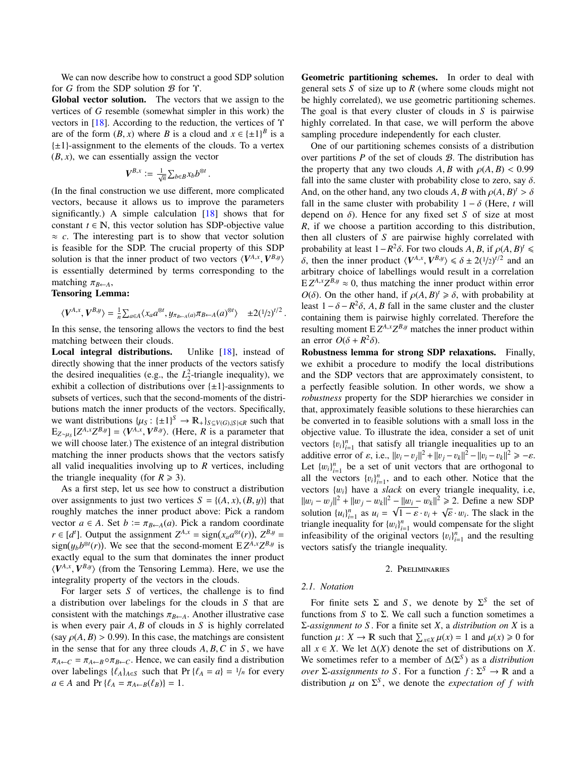We can now describe how to construct a good SDP solution for $G$ from the SDP solution $\mathcal{B}$ for $\Upsilon$.

**Global vector solution.** The vectors that we assign to the vertices of $G$ resemble (somewhat simpler in this work) the vectors in [18]. According to the reduction, the vertices of $\Upsilon$ are of the form $(B, x)$ where $B$ is a cloud and $x \in \{\pm 1\}^B$ is a $\{\pm 1\}$-assignment to the elements of the clouds. To a vertex $(B, x)$, we can essentially assign the vector

$$\boldsymbol{V}^{B,x} := \tfrac{1}{\sqrt{n}} \textstyle\sum_{b \in B} x_b b^{\otimes t} \,.$$

(In the final construction we use different, more complicated vectors, because it allows us to improve the parameters significantly.) A simple calculation [18] shows that for constant $t \in \mathbb{N}$, this vector solution has SDP-objective value $\approx c$. The interesting part is to show that vector solution is feasible for the SDP. The crucial property of this SDP solution is that the inner product of two vectors $\langle \boldsymbol{V}^{A,x}, \boldsymbol{V}^{B,y} \rangle$ is essentially determined by terms corresponding to the matching $\pi_{B \leftarrow A}$,

**Tensoring Lemma:**

$$\langle \boldsymbol{V}^{A,x}, \boldsymbol{V}^{B,y} \rangle = \tfrac{1}{n} \textstyle\sum_{a \in A} \langle x_a a^{\otimes t}, y_{\pi_{B \leftarrow A}(a)} \pi_{B \leftarrow A}(a)^{\otimes t} \rangle \quad \pm 2(1/2)^{t/2} \,.$$

In this sense, the tensoring allows the vectors to find the best matching between their clouds.

**Local integral distributions.** Unlike [18], instead of directly showing that the inner products of the vectors satisfy the desired inequalities (e.g., the $L_2^2$-triangle inequality), we exhibit a collection of distributions over $\{\pm 1\}$-assignments to subsets of vertices, such that the second-moments of the distributions match the inner products of the vectors. Specifically, we want distributions $\{\mu_S : \{\pm 1\}^S \to \mathbb{R}_+\}_{S \subseteq V(G), |S| \leqslant R}$ such that $\mathrm{E}_{Z \sim \mu_S}[Z^{A,x} Z^{B,y}] = \langle \boldsymbol{V}^{A,x}, \boldsymbol{V}^{B,y} \rangle$. (Here, $R$ is a parameter that we will choose later.) The existence of an integral distribution matching the inner products shows that the vectors satisfy all valid inequalities involving up to $R$ vertices, including the triangle inequality (for $R \geqslant 3$).

As a first step, let us see how to construct a distribution over assignments to just two vertices $S = \{(A, x), (B, y)\}$ that roughly matches the inner product above: Pick a random vector $a \in A$. Set $b := \pi_{B \leftarrow A}(a)$. Pick a random coordinate $r \in [d^t]$. Output the assignment $Z^{A,x} = \mathrm{sign}(x_a a^{\otimes t}(r))$, $Z^{B,y} = \mathrm{sign}(y_b b^{\otimes t}(r))$. We see that the second-moment $\mathrm{E}\, Z^{A,x} Z^{B,y}$ is exactly equal to the sum that dominates the inner product $\langle \boldsymbol{V}^{A,x}, \boldsymbol{V}^{B,y} \rangle$ (from the Tensoring Lemma). Here, we use the integrality property of the vectors in the clouds.

For larger sets $S$ of vertices, the challenge is to find a distribution over labelings for the clouds in $S$ that are consistent with the matchings $\pi_{B \leftarrow A}$. Another illustrative case is when every pair $A, B$ of clouds in $S$ is highly correlated (say $\rho(A, B) > 0.99$). In this case, the matchings are consistent in the sense that for any three clouds $A, B, C$ in $S$, we have $\pi_{A \leftarrow C} = \pi_{A \leftarrow B} \circ \pi_{B \leftarrow C}$. Hence, we can easily find a distribution over labelings $\{\ell_A\}_{A \in S}$ such that $\Pr\{\ell_A = a\} = 1/n$ for every $a \in A$ and $\Pr\{\ell_A = \pi_{A \leftarrow B}(\ell_B)\} = 1$.

**Geometric partitioning schemes.** In order to deal with general sets $S$ of size up to $R$ (where some clouds might not be highly correlated), we use geometric partitioning schemes. The goal is that every cluster of clouds in $S$ is pairwise highly correlated. In that case, we will perform the above sampling procedure independently for each cluster.

One of our partitioning schemes consists of a distribution over partitions $P$ of the set of clouds $\mathcal{B}$. The distribution has the property that any two clouds $A, B$ with $\rho(A, B) < 0.99$ fall into the same cluster with probability close to zero, say $\delta$. And, on the other hand, any two clouds $A, B$ with $\rho(A, B)^t > \delta$ fall in the same cluster with probability $1 - \delta$ (Here, $t$ will depend on $\delta$). Hence for any fixed set $S$ of size at most $R$, if we choose a partition according to this distribution, then all clusters of $S$ are pairwise highly correlated with probability at least $1 - R^2\delta$. For two clouds $A, B$, if $\rho(A, B)^t \leqslant \delta$, then the inner product $\langle \boldsymbol{V}^{A,x}, \boldsymbol{V}^{B,y} \rangle \leqslant \delta \pm 2(1/2)^{t/2}$ and an arbitrary choice of labellings would result in a correlation $\mathrm{E}\, Z^{A,x} Z^{B,y} \approx 0$, thus matching the inner product within error $O(\delta)$. On the other hand, if $\rho(A, B)^t \geqslant \delta$, with probability at least $1 - \delta - R^2\delta$, $A, B$ fall in the same cluster and the cluster containing them is pairwise highly correlated. Therefore the resulting moment $\mathrm{E}\, Z^{A,x} Z^{B,y}$ matches the inner product within an error $O(\delta + R^2\delta)$.

**Robustness lemma for strong SDP relaxations.** Finally, we exhibit a procedure to modify the local distributions and the SDP vectors that are approximately consistent, to a perfectly feasible solution. In other words, we show a *robustness* property for the SDP hierarchies we consider in that, approximately feasible solutions to these hierarchies can be converted in to feasible solutions with a small loss in the objective value. To illustrate the idea, consider a set of unit vectors $\{v_i\}_{i=1}^n$ that satisfy all triangle inequalities up to an additive error of $\varepsilon$, i.e., $\|v_i - v_j\|^2 + \|v_j - v_k\|^2 - \|v_i - v_k\|^2 \geqslant -\varepsilon$. Let $\{w_i\}_{i=1}^n$ be a set of unit vectors that are orthogonal to all the vectors $\{v_i\}_{i=1}^n$, and to each other. Notice that the vectors $\{w_i\}$ have a *slack* on every triangle inequality, i.e, $\|w_i - w_j\|^2 + \|w_j - w_k\|^2 - \|w_i - w_k\|^2 \geqslant 2$. Define a new SDP solution $\{u_i\}_{i=1}^n$ as $u_i = \sqrt{1 - \varepsilon} \cdot v_i + \sqrt{\varepsilon} \cdot w_i$. The slack in the triangle inequality for $\{w_i\}_{i=1}^n$ would compensate for the slight infeasibility of the original vectors $\{v_i\}_{i=1}^n$ and the resulting vectors satisfy the triangle inequality.

## 2. Preliminaries

### 2.1. Notation

For finite sets $\Sigma$ and $S$, we denote by $\Sigma^S$ the set of functions from $S$ to $\Sigma$. We call such a function sometimes a $\Sigma$-*assignment to* $S$. For a finite set $X$, a *distribution on* $X$ is a function $\mu \colon X \to \mathbb{R}$ such that $\sum_{x \in X} \mu(x) = 1$ and $\mu(x) \geqslant 0$ for all $x \in X$. We let $\Delta(X)$ denote the set of distributions on $X$. We sometimes refer to a member of $\Delta(\Sigma^S)$ as a *distribution over* $\Sigma$*-assignments to* $S$. For a function $f \colon \Sigma^S \to \mathbb{R}$ and a distribution $\mu$ on $\Sigma^S$, we denote the *expectation of* $f$ *with*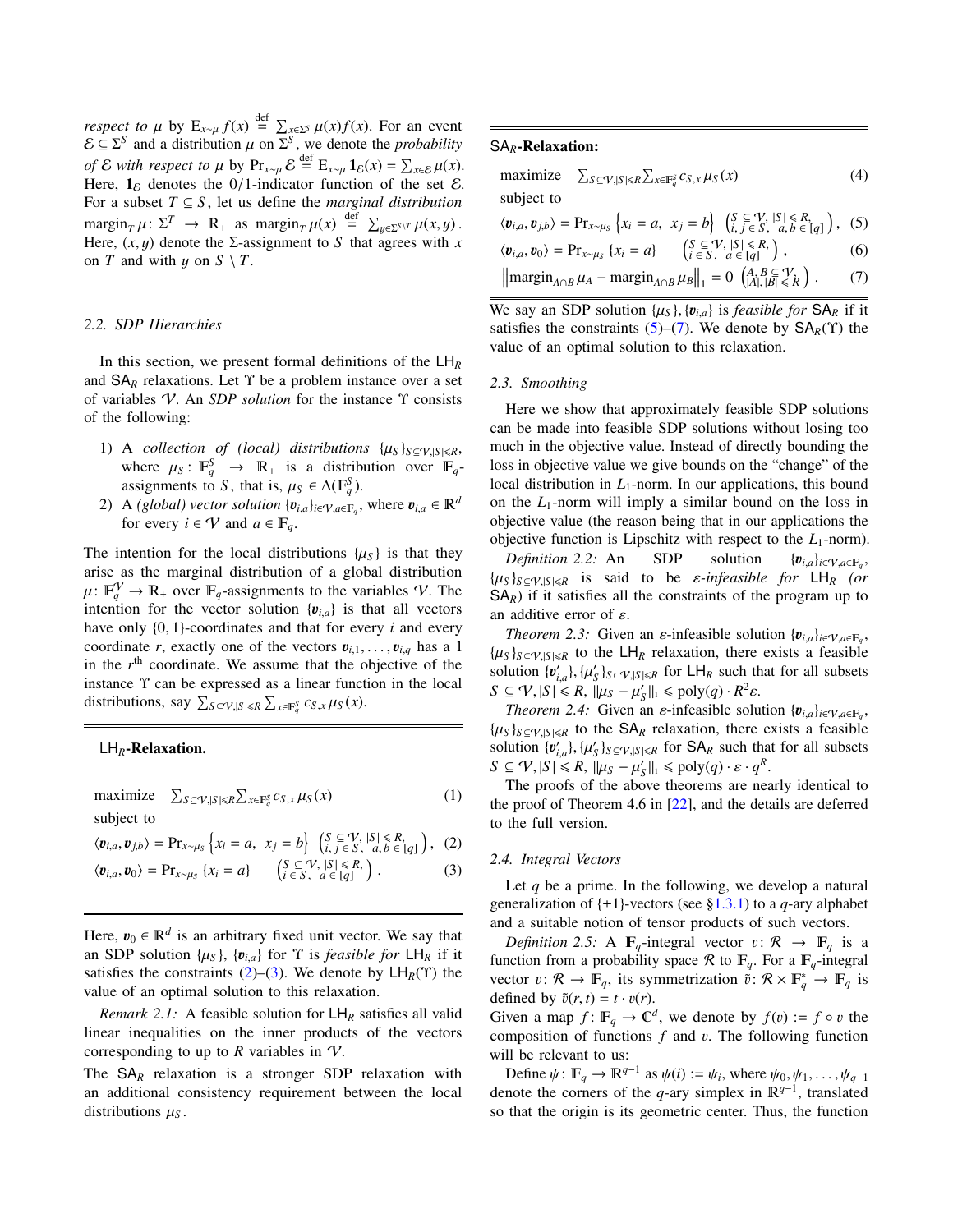*respect to* $\mu$ by $\mathrm{E}_{x\sim\mu} f(x) \overset{\text{def}}{=} \sum_{x\in\Sigma^S} \mu(x) f(x)$. For an event $\mathcal{E} \subseteq \Sigma^S$ and a distribution $\mu$ on $\Sigma^S$, we denote the *probability of* $\mathcal{E}$ *with respect to* $\mu$ by $\Pr_{x\sim\mu} \mathcal{E} \overset{\text{def}}{=} \mathrm{E}_{x\sim\mu} \mathbf{1}_{\mathcal{E}}(x) = \sum_{x\in\mathcal{E}} \mu(x)$. Here, $\mathbf{1}_{\mathcal{E}}$ denotes the $0/1$-indicator function of the set $\mathcal{E}$. For a subset $T \subseteq S$, let us define the *marginal distribution* $\mathrm{margin}_T\, \mu\colon \Sigma^T \to \mathbb{R}_+$ as $\mathrm{margin}_T\, \mu(x) \overset{\text{def}}{=} \sum_{y\in\Sigma^{S\setminus T}} \mu(x,y)$. Here, $(x, y)$ denote the $\Sigma$-assignment to $S$ that agrees with $x$ on $T$ and with $y$ on $S \setminus T$.

### 2.2. SDP Hierarchies

In this section, we present formal definitions of the $\mathsf{LH}_R$ and $\mathsf{SA}_R$ relaxations. Let $\Upsilon$ be a problem instance over a set of variables $\mathcal{V}$. An *SDP solution* for the instance $\Upsilon$ consists of the following:

1) A *collection of (local) distributions* $\{\mu_S\}_{S\subseteq\mathcal{V},|S|\leqslant R}$, where $\mu_S\colon \mathbb{F}_q^S \to \mathbb{R}_+$ is a distribution over $\mathbb{F}_q$-assignments to $S$, that is, $\mu_S \in \Delta(\mathbb{F}_q^S)$.
2) A *(global) vector solution* $\{\boldsymbol{v}_{i,a}\}_{i\in\mathcal{V},a\in\mathbb{F}_q}$, where $\boldsymbol{v}_{i,a} \in \mathbb{R}^d$ for every $i \in \mathcal{V}$ and $a \in \mathbb{F}_q$.

The intention for the local distributions $\{\mu_S\}$ is that they arise as the marginal distribution of a global distribution $\mu\colon \mathbb{F}_q^{\mathcal{V}} \to \mathbb{R}_+$ over $\mathbb{F}_q$-assignments to the variables $\mathcal{V}$. The intention for the vector solution $\{\boldsymbol{v}_{i,a}\}$ is that all vectors have only $\{0,1\}$-coordinates and that for every $i$ and every coordinate $r$, exactly one of the vectors $\boldsymbol{v}_{i,1},\ldots,\boldsymbol{v}_{i,q}$ has a 1 in the $r^{\text{th}}$ coordinate. We assume that the objective of the instance $\Upsilon$ can be expressed as a linear function in the local distributions, say $\sum_{S\subseteq\mathcal{V},|S|\leqslant R} \sum_{x\in\mathbb{F}_q^S} c_{S,x}\, \mu_S(x)$.

---

**$\mathsf{LH}_R$-Relaxation.**

$$\text{maximize} \quad \textstyle\sum_{S\subseteq\mathcal{V},|S|\leqslant R} \sum_{x\in\mathbb{F}_q^S} c_{S,x}\, \mu_S(x) \tag{1}$$

subject to

$$\langle \boldsymbol{v}_{i,a}, \boldsymbol{v}_{j,b}\rangle = \Pr_{x\sim\mu_S}\left\{x_i = a,\ x_j = b\right\} \quad \left(\begin{smallmatrix} S\subseteq\mathcal{V},\ |S|\leqslant R, \\ i,j\in S,\ \ a,b\in[q] \end{smallmatrix}\right), \tag{2}$$

$$\langle \boldsymbol{v}_{i,a}, \boldsymbol{v}_0\rangle = \Pr_{x\sim\mu_S}\left\{x_i = a\right\} \quad \left(\begin{smallmatrix} S\subseteq\mathcal{V},\ |S|\leqslant R, \\ i\in S,\ \ a\in[q] \end{smallmatrix}\right). \tag{3}$$

---

Here, $\boldsymbol{v}_0 \in \mathbb{R}^d$ is an arbitrary fixed unit vector. We say that an SDP solution $\{\mu_S\}$, $\{\boldsymbol{v}_{i,a}\}$ for $\Upsilon$ is *feasible for* $\mathsf{LH}_R$ if it satisfies the constraints (2)–(3). We denote by $\mathsf{LH}_R(\Upsilon)$ the value of an optimal solution to this relaxation.

*Remark 2.1:* A feasible solution for $\mathsf{LH}_R$ satisfies all valid linear inequalities on the inner products of the vectors corresponding to up to $R$ variables in $\mathcal{V}$.

The $\mathsf{SA}_R$ relaxation is a stronger SDP relaxation with an additional consistency requirement between the local distributions $\mu_S$.

---

**$\mathsf{SA}_R$-Relaxation:**

$$\text{maximize} \quad \textstyle\sum_{S\subseteq\mathcal{V},|S|\leqslant R} \sum_{x\in\mathbb{F}_q^S} c_{S,x}\, \mu_S(x) \tag{4}$$

subject to

$$\langle \boldsymbol{v}_{i,a}, \boldsymbol{v}_{j,b}\rangle = \Pr_{x\sim\mu_S}\left\{x_i = a,\ x_j = b\right\} \quad \left(\begin{smallmatrix} S\subseteq\mathcal{V},\ |S|\leqslant R, \\ i,j\in S,\ \ a,b\in[q] \end{smallmatrix}\right), \tag{5}$$

$$\langle \boldsymbol{v}_{i,a}, \boldsymbol{v}_0\rangle = \Pr_{x\sim\mu_S}\left\{x_i = a\right\} \quad \left(\begin{smallmatrix} S\subseteq\mathcal{V},\ |S|\leqslant R, \\ i\in S,\ \ a\in[q] \end{smallmatrix}\right), \tag{6}$$

$$\left\|\mathrm{margin}_{A\cap B}\, \mu_A - \mathrm{margin}_{A\cap B}\, \mu_B\right\|_1 = 0 \quad \left(\begin{smallmatrix} A,B\subseteq\mathcal{V} \\ |A|,|B|\leqslant R \end{smallmatrix}\right). \tag{7}$$

---

We say an SDP solution $\{\mu_S\}, \{\boldsymbol{v}_{i,a}\}$ is *feasible for* $\mathsf{SA}_R$ if it satisfies the constraints (5)–(7). We denote by $\mathsf{SA}_R(\Upsilon)$ the value of an optimal solution to this relaxation.

### 2.3. Smoothing

Here we show that approximately feasible SDP solutions can be made into feasible SDP solutions without losing too much in the objective value. Instead of directly bounding the loss in objective value we give bounds on the "change" of the local distribution in $L_1$-norm. In our applications, this bound on the $L_1$-norm will imply a similar bound on the loss in objective value (the reason being that in our applications the objective function is Lipschitz with respect to the $L_1$-norm).

*Definition 2.2:* An SDP solution $\{\boldsymbol{v}_{i,a}\}_{i\in\mathcal{V},a\in\mathbb{F}_q}$, $\{\mu_S\}_{S\subseteq\mathcal{V},|S|\leqslant R}$ is said to be *$\varepsilon$-infeasible for* $\mathsf{LH}_R$ *(or* $\mathsf{SA}_R$*)* if it satisfies all the constraints of the program up to an additive error of $\varepsilon$.

*Theorem 2.3:* Given an $\varepsilon$-infeasible solution $\{\boldsymbol{v}_{i,a}\}_{i\in\mathcal{V},a\in\mathbb{F}_q}$, $\{\mu_S\}_{S\subseteq\mathcal{V},|S|\leqslant R}$ to the $\mathsf{LH}_R$ relaxation, there exists a feasible solution $\{\boldsymbol{v}'_{i,a}\}, \{\mu'_S\}_{S\subseteq\mathcal{V},|S|\leqslant R}$ for $\mathsf{LH}_R$ such that for all subsets $S \subseteq \mathcal{V}, |S| \leqslant R$, $\|\mu_S - \mu'_S\|_1 \leqslant \mathrm{poly}(q)\cdot R^2\varepsilon$.

*Theorem 2.4:* Given an $\varepsilon$-infeasible solution $\{\boldsymbol{v}_{i,a}\}_{i\in\mathcal{V},a\in\mathbb{F}_q}$, $\{\mu_S\}_{S\subseteq\mathcal{V},|S|\leqslant R}$ to the $\mathsf{SA}_R$ relaxation, there exists a feasible solution $\{\boldsymbol{v}'_{i,a}\}, \{\mu'_S\}_{S\subseteq\mathcal{V},|S|\leqslant R}$ for $\mathsf{SA}_R$ such that for all subsets $S \subseteq \mathcal{V}, |S| \leqslant R$, $\|\mu_S - \mu'_S\|_1 \leqslant \mathrm{poly}(q)\cdot\varepsilon\cdot q^R$.

The proofs of the above theorems are nearly identical to the proof of Theorem 4.6 in [22], and the details are deferred to the full version.

### 2.4. Integral Vectors

Let $q$ be a prime. In the following, we develop a natural generalization of $\{\pm1\}$-vectors (see §1.3.1) to a $q$-ary alphabet and a suitable notion of tensor products of such vectors.

*Definition 2.5:* A $\mathbb{F}_q$-integral vector $v\colon \mathcal{R} \to \mathbb{F}_q$ is a function from a probability space $\mathcal{R}$ to $\mathbb{F}_q$. For a $\mathbb{F}_q$-integral vector $v\colon \mathcal{R} \to \mathbb{F}_q$, its symmetrization $\tilde{v}\colon \mathcal{R}\times\mathbb{F}_q^* \to \mathbb{F}_q$ is defined by $\tilde{v}(r,t) = t\cdot v(r)$.

Given a map $f\colon \mathbb{F}_q \to \mathbb{C}^d$, we denote by $f(v) := f\circ v$ the composition of functions $f$ and $v$. The following function will be relevant to us:

Define $\psi\colon \mathbb{F}_q \to \mathbb{R}^{q-1}$ as $\psi(i) := \psi_i$, where $\psi_0, \psi_1, \ldots, \psi_{q-1}$ denote the corners of the $q$-ary simplex in $\mathbb{R}^{q-1}$, translated so that the origin is its geometric center. Thus, the function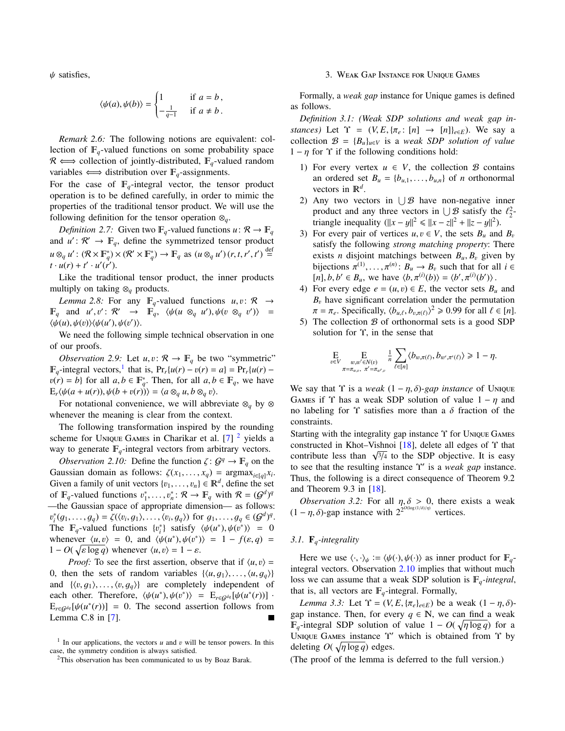$\psi$ satisfies,

$$\langle \psi(a), \psi(b) \rangle = \begin{cases} 1 & \text{if } a = b\,, \\ -\frac{1}{q-1} & \text{if } a \neq b\,. \end{cases}$$

*Remark 2.6:* The following notions are equivalent: collection of $\mathbb{F}_q$-valued functions on some probability space $\mathcal{R} \Longleftrightarrow$ collection of jointly-distributed, $\mathbb{F}_q$-valued random variables $\Longleftrightarrow$ distribution over $\mathbb{F}_q$-assignments.

For the case of $\mathbb{F}_q$-integral vector, the tensor product operation is to be defined carefully, in order to mimic the properties of the traditional tensor product. We will use the following definition for the tensor operation $\otimes_q$.

*Definition 2.7:* Given two $\mathbb{F}_q$-valued functions $u\colon \mathcal{R} \to \mathbb{F}_q$ and $u'\colon \mathcal{R}' \to \mathbb{F}_q$, define the symmetrized tensor product $u \otimes_q u' \colon (\mathcal{R} \times \mathbb{F}_q^*) \times (\mathcal{R}' \times \mathbb{F}_q^*) \to \mathbb{F}_q$ as $(u \otimes_q u')\,(r, t, r', t') \stackrel{\text{def}}{=} t \cdot u(r) + t' \cdot u'(r')$.

Like the traditional tensor product, the inner products multiply on taking $\otimes_q$ products.

*Lemma 2.8:* For any $\mathbb{F}_q$-valued functions $u, v\colon \mathcal{R} \to \mathbb{F}_q$ and $u', v'\colon \mathcal{R}' \to \mathbb{F}_q$, $\langle \psi(u \otimes_q u'), \psi(v \otimes_q v')\rangle = \langle \psi(u), \psi(v)\rangle\langle \psi(u'), \psi(v')\rangle$.

We need the following simple technical observation in one of our proofs.

*Observation 2.9:* Let $u, v\colon \mathcal{R} \to \mathbb{F}_q$ be two "symmetric" $\mathbb{F}_q$-integral vectors,[1] that is, $\Pr_r\{u(r) - v(r) = a\} = \Pr_r\{u(r) - v(r) = b\}$ for all $a, b \in \mathbb{F}_q^*$. Then, for all $a, b \in \mathbb{F}_q$, we have $\mathrm{E}_r\langle \psi(a + u(r)), \psi(b + v(r))\rangle = \langle a \otimes_q u, b \otimes_q v\rangle$.

For notational convenience, we will abbreviate $\otimes_q$ by $\otimes$ whenever the meaning is clear from the context.

The following transformation inspired by the rounding scheme for Unique Games in Charikar et al. [7] [2] yields a way to generate $\mathbb{F}_q$-integral vectors from arbitrary vectors.

*Observation 2.10:* Define the function $\zeta\colon \mathcal{G}^q \to \mathbb{F}_q$ on the Gaussian domain as follows: $\zeta(x_1, \ldots, x_q) = \operatorname{argmax}_{i \in [q]} x_i$. Given a family of unit vectors $\{v_1, \ldots, v_n\} \in \mathbb{R}^d$, define the set of $\mathbb{F}_q$-valued functions $v_1^*, \ldots, v_n^*\colon \mathcal{R} \to \mathbb{F}_q$ with $\mathcal{R} = (\mathcal{G}^d)^q$ —the Gaussian space of appropriate dimension— as follows: $v_i^*(g_1, \ldots, g_q) = \zeta(\langle v_i, g_1\rangle, \ldots, \langle v_i, g_q\rangle)$ for $g_1, \ldots, g_q \in (\mathcal{G}^d)^q$. The $\mathbb{F}_q$-valued functions $\{v_i^*\}$ satisfy $\langle \psi(u^*), \psi(v^*)\rangle = 0$ whenever $\langle u, v\rangle = 0$, and $\langle \psi(u^*), \psi(v^*)\rangle = 1 - f(\varepsilon, q) = 1 - O(\sqrt{\varepsilon \log q})$ whenever $\langle u, v\rangle = 1 - \varepsilon$.

*Proof:* To see the first assertion, observe that if $\langle u, v\rangle = 0$, then the sets of random variables $\{\langle u, g_1\rangle, \ldots, \langle u, g_q\rangle\}$ and $\{\langle v, g_1\rangle, \ldots, \langle v, g_q\rangle\}$ are completely independent of each other. Therefore, $\langle \psi(u^*), \psi(v^*)\rangle = \mathrm{E}_{r \in \mathcal{G}^{dq}}[\psi(u^*(r))] \cdot \mathrm{E}_{r \in \mathcal{G}^{dq}}[\psi(u^*(r))] = 0$. The second assertion follows from Lemma C.8 in [7]. ■

[1] In our applications, the vectors $u$ and $v$ will be tensor powers. In this case, the symmetry condition is always satisfied.

[2] This observation has been communicated to us by Boaz Barak.

## 3. Weak Gap Instance for Unique Games

Formally, a *weak gap* instance for Unique games is defined as follows.

*Definition 3.1: (Weak SDP solutions and weak gap instances)* Let $\Upsilon = (V, E, \{\pi_e\colon [n] \to [n]\}_{e \in E})$. We say a collection $\mathcal{B} = \{B_u\}_{u \in V}$ is a *weak SDP solution of value* $1 - \eta$ for $\Upsilon$ if the following conditions hold:

1) For every vertex $u \in V$, the collection $\mathcal{B}$ contains an ordered set $B_u = \{b_{u,1}, \ldots, b_{u,n}\}$ of $n$ orthonormal vectors in $\mathbb{R}^d$.
2) Any two vectors in $\bigcup \mathcal{B}$ have non-negative inner product and any three vectors in $\bigcup \mathcal{B}$ satisfy the $\ell_2^2$-triangle inequality ($\|x - y\|^2 \leqslant \|x - z\|^2 + \|z - y\|^2$).
3) For every pair of vertices $u, v \in V$, the sets $B_u$ and $B_v$ satisfy the following *strong matching property*: There exists $n$ disjoint matchings between $B_u, B_v$ given by bijections $\pi^{(1)}, \ldots, \pi^{(n)}\colon B_u \to B_v$ such that for all $i \in [n], b, b' \in B_u$, we have $\langle b, \pi^{(i)}(b)\rangle = \langle b', \pi^{(i)}(b')\rangle$.
4) For every edge $e = (u, v) \in E$, the vector sets $B_u$ and $B_v$ have significant correlation under the permutation $\pi = \pi_e$. Specifically, $\langle b_{u,\ell}, b_{v,\pi(\ell)}\rangle^2 \geqslant 0.99$ for all $\ell \in [n]$.
5) The collection $\mathcal{B}$ of orthonormal sets is a good SDP solution for $\Upsilon$, in the sense that

$$\mathop{\mathrm{E}}_{v \in V} \mathop{\mathrm{E}}_{\substack{w, w' \in N(v) \\ \pi = \pi_{w,v},\ \pi' = \pi_{w',v}}} \frac{1}{n} \sum_{\ell \in [n]} \langle b_{w,\pi(\ell)}, b_{w',\pi'(\ell)}\rangle \geqslant 1 - \eta.$$

We say that $\Upsilon$ is a *weak* $(1 - \eta, \delta)$*-gap instance* of Unique Games if $\Upsilon$ has a weak SDP solution of value $1 - \eta$ and no labeling for $\Upsilon$ satisfies more than a $\delta$ fraction of the constraints.

Starting with the integrality gap instance $\Upsilon$ for Unique Games constructed in Khot–Vishnoi [18], delete all edges of $\Upsilon$ that contribute less than $\sqrt{3/4}$ to the SDP objective. It is easy to see that the resulting instance $\Upsilon'$ is a *weak gap* instance. Thus, the following is a direct consequence of Theorem 9.2 and Theorem 9.3 in [18].

*Observation 3.2:* For all $\eta, \delta > 0$, there exists a weak $(1 - \eta, \delta)$-gap instance with $2^{2^{O(\log(1/\delta)/\eta)}}$ vertices.

### 3.1. $\mathbb{F}_q$-integrality

Here we use $\langle \cdot, \cdot \rangle_\psi := \langle \psi(\cdot), \psi(\cdot)\rangle$ as inner product for $\mathbb{F}_q$-integral vectors. Observation 2.10 implies that without much loss we can assume that a weak SDP solution is $\mathbb{F}_q$*-integral*, that is, all vectors are $\mathbb{F}_q$-integral. Formally,

*Lemma 3.3:* Let $\Upsilon = (V, E, \{\pi_e\}_{e \in E})$ be a weak $(1 - \eta, \delta)$-gap instance. Then, for every $q \in \mathbb{N}$, we can find a weak $\mathbb{F}_q$-integral SDP solution of value $1 - O(\sqrt{\eta \log q})$ for a Unique Games instance $\Upsilon'$ which is obtained from $\Upsilon$ by deleting $O(\sqrt{\eta \log q})$ edges.

(The proof of the lemma is deferred to the full version.)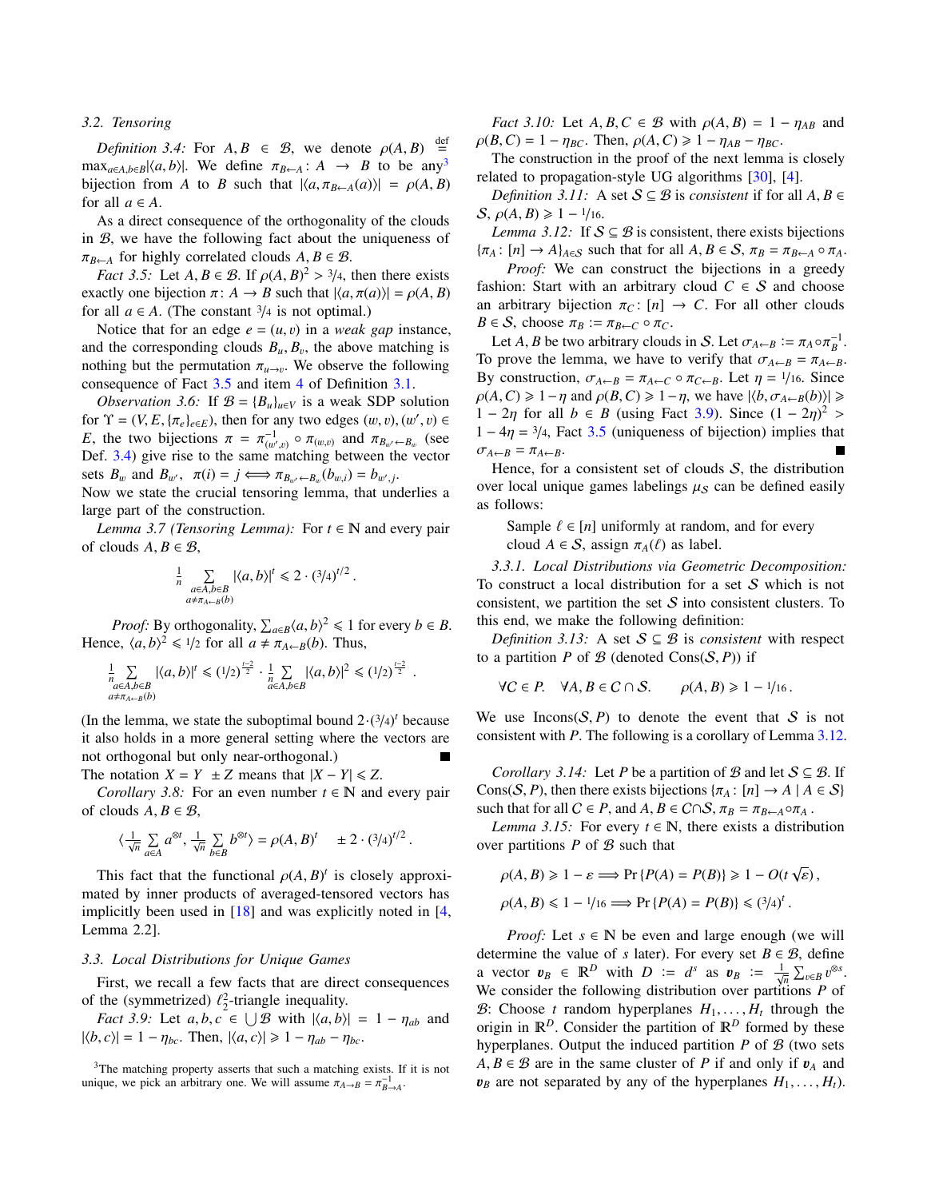### 3.2. Tensoring

*Definition 3.4:* For $A, B \in \mathcal{B}$, we denote $\rho(A,B) \stackrel{\text{def}}{=} \max_{a\in A, b\in B} |\langle a, b\rangle|$. We define $\pi_{B\leftarrow A}: A \to B$ to be any[3] bijection from $A$ to $B$ such that $|\langle a, \pi_{B\leftarrow A}(a)\rangle| = \rho(A,B)$ for all $a \in A$.

As a direct consequence of the orthogonality of the clouds in $\mathcal{B}$, we have the following fact about the uniqueness of $\pi_{B\leftarrow A}$ for highly correlated clouds $A, B \in \mathcal{B}$.

*Fact 3.5:* Let $A, B \in \mathcal{B}$. If $\rho(A,B)^2 > 3/4$, then there exists exactly one bijection $\pi: A \to B$ such that $|\langle a, \pi(a)\rangle| = \rho(A,B)$ for all $a \in A$. (The constant $3/4$ is not optimal.)

Notice that for an edge $e = (u,v)$ in a *weak gap* instance, and the corresponding clouds $B_u, B_v$, the above matching is nothing but the permutation $\pi_{u\to v}$. We observe the following consequence of Fact 3.5 and item 4 of Definition 3.1.

*Observation 3.6:* If $\mathcal{B} = \{B_u\}_{u\in V}$ is a weak SDP solution for $\Upsilon = (V, E, \{\pi_e\}_{e\in E})$, then for any two edges $(w,v),(w',v) \in E$, the two bijections $\pi = \pi^{-1}_{(w',v)} \circ \pi_{(w,v)}$ and $\pi_{B_{w'}\leftarrow B_w}$ (see Def. 3.4) give rise to the same matching between the vector sets $B_w$ and $B_{w'}$, $\pi(i) = j \iff \pi_{B_{w'}\leftarrow B_w}(b_{w,i}) = b_{w',j}$.

Now we state the crucial tensoring lemma, that underlies a large part of the construction.

*Lemma 3.7 (Tensoring Lemma):* For $t \in \mathbb{N}$ and every pair of clouds $A, B \in \mathcal{B}$,

$$\frac{1}{n} \sum_{\substack{a\in A, b\in B\\ a\neq \pi_{A\leftarrow B}(b)}} |\langle a, b\rangle|^t \leqslant 2\cdot (3/4)^{t/2}\,.$$

*Proof:* By orthogonality, $\sum_{a\in B} \langle a, b\rangle^2 \leqslant 1$ for every $b \in B$. Hence, $\langle a, b\rangle^2 \leqslant 1/2$ for all $a \neq \pi_{A\leftarrow B}(b)$. Thus,

$$\frac{1}{n} \sum_{\substack{a\in A, b\in B\\ a\neq \pi_{A\leftarrow B}(b)}} |\langle a, b\rangle|^t \leqslant (1/2)^{\frac{t-2}{2}} \cdot \frac{1}{n}\sum_{a\in A, b\in B} |\langle a, b\rangle|^2 \leqslant (1/2)^{\frac{t-2}{2}}\,.$$

(In the lemma, we state the suboptimal bound $2\cdot(3/4)^t$ because it also holds in a more general setting where the vectors are not orthogonal but only near-orthogonal.) ∎

The notation $X = Y \ \pm Z$ means that $|X - Y| \leqslant Z$.

*Corollary 3.8:* For an even number $t \in \mathbb{N}$ and every pair of clouds $A, B \in \mathcal{B}$,

$$\Big\langle \tfrac{1}{\sqrt{n}} \sum_{a\in A} a^{\otimes t}, \tfrac{1}{\sqrt{n}} \sum_{b\in B} b^{\otimes t}\Big\rangle = \rho(A,B)^t \quad \pm 2\cdot (3/4)^{t/2}\,.$$

This fact that the functional $\rho(A,B)^t$ is closely approximated by inner products of averaged-tensored vectors has implicitly been used in [18] and was explicitly noted in [4, Lemma 2.2].

### 3.3. Local Distributions for Unique Games

First, we recall a few facts that are direct consequences of the (symmetrized) $\ell_2^2$-triangle inequality.

*Fact 3.9:* Let $a, b, c \in \bigcup \mathcal{B}$ with $|\langle a, b\rangle| = 1 - \eta_{ab}$ and $|\langle b, c\rangle| = 1 - \eta_{bc}$. Then, $|\langle a, c\rangle| \geqslant 1 - \eta_{ab} - \eta_{bc}$.

*Fact 3.10:* Let $A, B, C \in \mathcal{B}$ with $\rho(A,B) = 1 - \eta_{AB}$ and $\rho(B,C) = 1 - \eta_{BC}$. Then, $\rho(A,C) \geqslant 1 - \eta_{AB} - \eta_{BC}$.

The construction in the proof of the next lemma is closely related to propagation-style UG algorithms [30], [4].

*Definition 3.11:* A set $\mathcal{S} \subseteq \mathcal{B}$ is *consistent* if for all $A, B \in \mathcal{S}$, $\rho(A,B) \geqslant 1 - 1/16$.

*Lemma 3.12:* If $\mathcal{S} \subseteq \mathcal{B}$ is consistent, there exists bijections $\{\pi_A : [n] \to A\}_{A\in\mathcal{S}}$ such that for all $A, B \in \mathcal{S}$, $\pi_B = \pi_{B\leftarrow A} \circ \pi_A$.

*Proof:* We can construct the bijections in a greedy fashion: Start with an arbitrary cloud $C \in \mathcal{S}$ and choose an arbitrary bijection $\pi_C : [n] \to C$. For all other clouds $B \in \mathcal{S}$, choose $\pi_B := \pi_{B\leftarrow C} \circ \pi_C$.

Let $A, B$ be two arbitrary clouds in $\mathcal{S}$. Let $\sigma_{A\leftarrow B} := \pi_A \circ \pi_B^{-1}$. To prove the lemma, we have to verify that $\sigma_{A\leftarrow B} = \pi_{A\leftarrow B}$. By construction, $\sigma_{A\leftarrow B} = \pi_{A\leftarrow C} \circ \pi_{C\leftarrow B}$. Let $\eta = 1/16$. Since $\rho(A,C) \geqslant 1-\eta$ and $\rho(B,C) \geqslant 1-\eta$, we have $|\langle b, \sigma_{A\leftarrow B}(b)\rangle| \geqslant 1 - 2\eta$ for all $b \in B$ (using Fact 3.9). Since $(1-2\eta)^2 > 1 - 4\eta = 3/4$, Fact 3.5 (uniqueness of bijection) implies that $\sigma_{A\leftarrow B} = \pi_{A\leftarrow B}$. ∎

Hence, for a consistent set of clouds $\mathcal{S}$, the distribution over local unique games labelings $\mu_{\mathcal{S}}$ can be defined easily as follows:

> Sample $\ell \in [n]$ uniformly at random, and for every cloud $A \in \mathcal{S}$, assign $\pi_A(\ell)$ as label.

#### 3.3.1. Local Distributions via Geometric Decomposition:

To construct a local distribution for a set $\mathcal{S}$ which is not consistent, we partition the set $\mathcal{S}$ into consistent clusters. To this end, we make the following definition:

*Definition 3.13:* A set $\mathcal{S} \subseteq \mathcal{B}$ is *consistent* with respect to a partition $P$ of $\mathcal{B}$ (denoted $\mathrm{Cons}(\mathcal{S}, P)$) if

$$\forall C \in P. \quad \forall A, B \in C \cap \mathcal{S}. \qquad \rho(A,B) \geqslant 1 - 1/16\,.$$

We use $\mathrm{Incons}(\mathcal{S}, P)$ to denote the event that $\mathcal{S}$ is not consistent with $P$. The following is a corollary of Lemma 3.12.

*Corollary 3.14:* Let $P$ be a partition of $\mathcal{B}$ and let $\mathcal{S} \subseteq \mathcal{B}$. If $\mathrm{Cons}(\mathcal{S}, P)$, then there exists bijections $\{\pi_A : [n] \to A \mid A \in \mathcal{S}\}$ such that for all $C \in P$, and $A, B \in C \cap \mathcal{S}$, $\pi_B = \pi_{B\leftarrow A} \circ \pi_A$.

*Lemma 3.15:* For every $t \in \mathbb{N}$, there exists a distribution over partitions $P$ of $\mathcal{B}$ such that

$$\rho(A,B) \geqslant 1 - \varepsilon \Longrightarrow \Pr\{P(A) = P(B)\} \geqslant 1 - O(t\sqrt{\varepsilon})\,,$$

$$\rho(A,B) \leqslant 1 - 1/16 \Longrightarrow \Pr\{P(A) = P(B)\} \leqslant (3/4)^t\,.$$

*Proof:* Let $s \in \mathbb{N}$ be even and large enough (we will determine the value of $s$ later). For every set $B \in \mathcal{B}$, define a vector $\boldsymbol{v}_B \in \mathbb{R}^D$ with $D := d^s$ as $\boldsymbol{v}_B := \frac{1}{\sqrt{n}} \sum_{v\in B} v^{\otimes s}$. We consider the following distribution over partitions $P$ of $\mathcal{B}$: Choose $t$ random hyperplanes $H_1, \ldots, H_t$ through the origin in $\mathbb{R}^D$. Consider the partition of $\mathbb{R}^D$ formed by these hyperplanes. Output the induced partition $P$ of $\mathcal{B}$ (two sets $A, B \in \mathcal{B}$ are in the same cluster of $P$ if and only if $\boldsymbol{v}_A$ and $\boldsymbol{v}_B$ are not separated by any of the hyperplanes $H_1, \ldots, H_t$).

[3] The matching property asserts that such a matching exists. If it is not unique, we pick an arbitrary one. We will assume $\pi_{A\to B} = \pi^{-1}_{B\to A}$.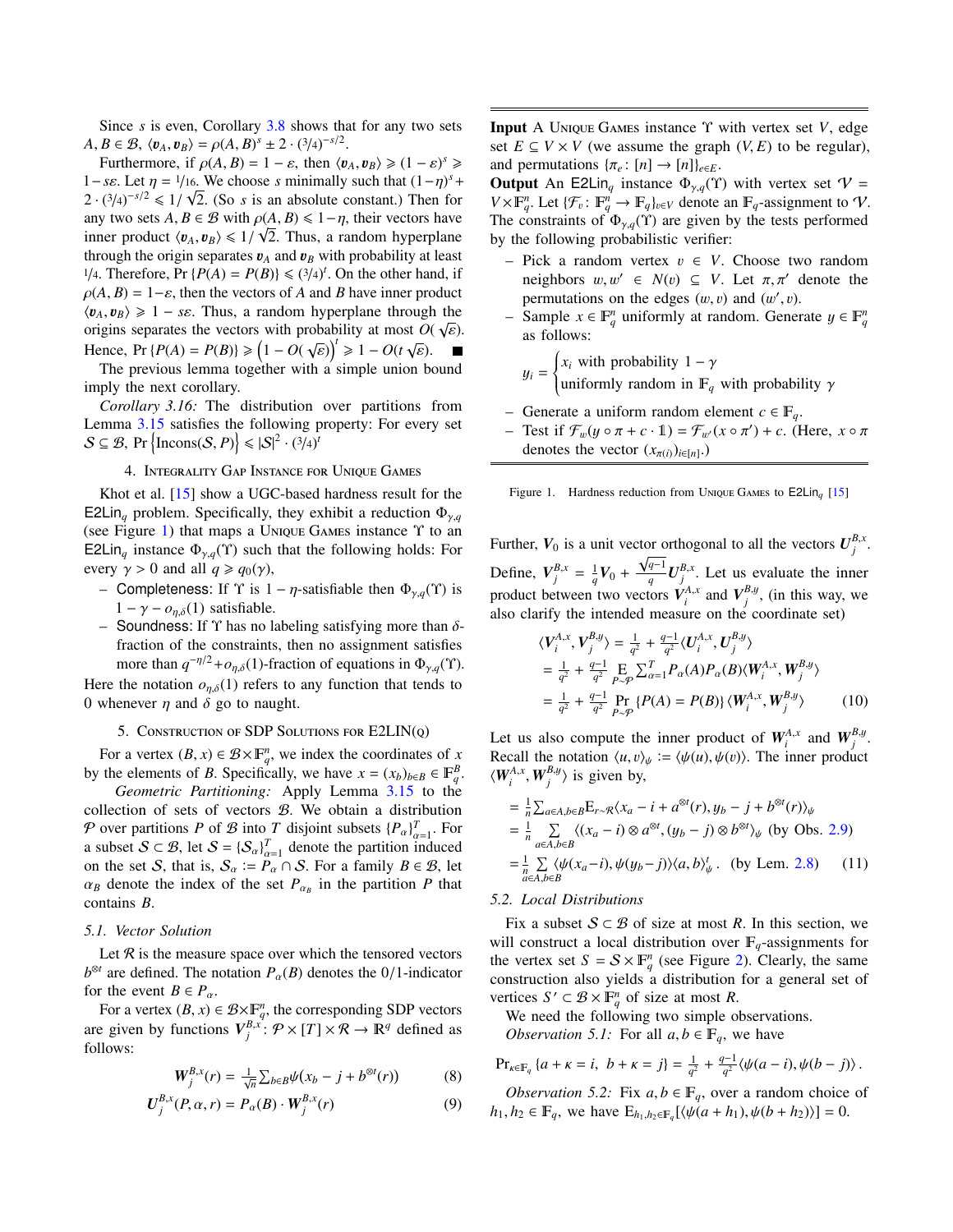Since $s$ is even, Corollary 3.8 shows that for any two sets $A, B \in \mathcal{B}$, $\langle \boldsymbol{v}_A, \boldsymbol{v}_B \rangle = \rho(A,B)^s \pm 2 \cdot (3/4)^{-s/2}$.

Furthermore, if $\rho(A,B) = 1-\varepsilon$, then $\langle \boldsymbol{v}_A, \boldsymbol{v}_B \rangle \geqslant (1-\varepsilon)^s \geqslant 1 - s\varepsilon$. Let $\eta = 1/16$. We choose $s$ minimally such that $(1-\eta)^s + 2 \cdot (3/4)^{-s/2} \leqslant 1/\sqrt{2}$. (So $s$ is an absolute constant.) Then for any two sets $A, B \in \mathcal{B}$ with $\rho(A,B) \leqslant 1-\eta$, their vectors have inner product $\langle \boldsymbol{v}_A, \boldsymbol{v}_B \rangle \leqslant 1/\sqrt{2}$. Thus, a random hyperplane through the origin separates $\boldsymbol{v}_A$ and $\boldsymbol{v}_B$ with probability at least $1/4$. Therefore, $\Pr\{P(A) = P(B)\} \leqslant (3/4)^t$. On the other hand, if $\rho(A,B) = 1-\varepsilon$, then the vectors of $A$ and $B$ have inner product $\langle \boldsymbol{v}_A, \boldsymbol{v}_B \rangle \geqslant 1 - s\varepsilon$. Thus, a random hyperplane through the origins separates the vectors with probability at most $O(\sqrt{\varepsilon})$. Hence, $\Pr\{P(A) = P(B)\} \geqslant \left(1 - O(\sqrt{\varepsilon})\right)^t \geqslant 1 - O(t\sqrt{\varepsilon})$. ∎

The previous lemma together with a simple union bound imply the next corollary.

*Corollary 3.16:* The distribution over partitions from Lemma 3.15 satisfies the following property: For every set $\mathcal{S} \subseteq \mathcal{B}$, $\Pr\left\{\mathrm{Incons}(\mathcal{S}, P)\right\} \leqslant |\mathcal{S}|^2 \cdot (3/4)^t$

## 4. Integrality Gap Instance for Unique Games

Khot et al. [15] show a UGC-based hardness result for the $\mathsf{E2Lin}_q$ problem. Specifically, they exhibit a reduction $\Phi_{\gamma,q}$ (see Figure 1) that maps a Unique Games instance $\Upsilon$ to an $\mathsf{E2Lin}_q$ instance $\Phi_{\gamma,q}(\Upsilon)$ such that the following holds: For every $\gamma > 0$ and all $q \geqslant q_0(\gamma)$,

- Completeness: If $\Upsilon$ is $1-\eta$-satisfiable then $\Phi_{\gamma,q}(\Upsilon)$ is $1 - \gamma - o_{\eta,\delta}(1)$ satisfiable.
- Soundness: If $\Upsilon$ has no labeling satisfying more than $\delta$-fraction of the constraints, then no assignment satisfies more than $q^{-\eta/2} + o_{\eta,\delta}(1)$-fraction of equations in $\Phi_{\gamma,q}(\Upsilon)$.

Here the notation $o_{\eta,\delta}(1)$ refers to any function that tends to 0 whenever $\eta$ and $\delta$ go to naught.

---

**Input** A Unique Games instance $\Upsilon$ with vertex set $V$, edge set $E \subseteq V \times V$ (we assume the graph $(V, E)$ to be regular), and permutations $\{\pi_e : [n] \to [n]\}_{e \in E}$.

**Output** An $\mathsf{E2Lin}_q$ instance $\Phi_{\gamma,q}(\Upsilon)$ with vertex set $\mathcal{V} = V \times \mathbb{F}_q^n$. Let $\{\mathcal{F}_v : \mathbb{F}_q^n \to \mathbb{F}_q\}_{v \in V}$ denote an $\mathbb{F}_q$-assignment to $\mathcal{V}$. The constraints of $\Phi_{\gamma,q}(\Upsilon)$ are given by the tests performed by the following probabilistic verifier:

- Pick a random vertex $v \in V$. Choose two random neighbors $w, w' \in N(v) \subseteq V$. Let $\pi, \pi'$ denote the permutations on the edges $(w,v)$ and $(w',v)$.
- Sample $x \in \mathbb{F}_q^n$ uniformly at random. Generate $y \in \mathbb{F}_q^n$ as follows:
$$y_i = \begin{cases} x_i \text{ with probability } 1-\gamma \\ \text{uniformly random in } \mathbb{F}_q \text{ with probability } \gamma \end{cases}$$
- Generate a uniform random element $c \in \mathbb{F}_q$.
- Test if $\mathcal{F}_w(y \circ \pi + c \cdot \mathbb{1}) = \mathcal{F}_{w'}(x \circ \pi') + c$. (Here, $x \circ \pi$ denotes the vector $(x_{\pi(i)})_{i \in [n]}$.)

---

Figure 1. Hardness reduction from Unique Games to $\mathsf{E2Lin}_q$ [15]

## 5. Construction of SDP Solutions for E2LIN(q)

For a vertex $(B, x) \in \mathcal{B} \times \mathbb{F}_q^n$, we index the coordinates of $x$ by the elements of $B$. Specifically, we have $x = (x_b)_{b \in B} \in \mathbb{F}_q^B$.

*Geometric Partitioning:* Apply Lemma 3.15 to the collection of sets of vectors $\mathcal{B}$. We obtain a distribution $\mathcal{P}$ over partitions $P$ of $\mathcal{B}$ into $T$ disjoint subsets $\{P_\alpha\}_{\alpha=1}^T$. For a subset $\mathcal{S} \subset \mathcal{B}$, let $\mathcal{S} = \{\mathcal{S}_\alpha\}_{\alpha=1}^T$ denote the partition induced on the set $\mathcal{S}$, that is, $\mathcal{S}_\alpha := P_\alpha \cap \mathcal{S}$. For a family $B \in \mathcal{B}$, let $\alpha_B$ denote the index of the set $P_{\alpha_B}$ in the partition $P$ that contains $B$.

### 5.1. Vector Solution

Let $\mathcal{R}$ is the measure space over which the tensored vectors $b^{\otimes t}$ are defined. The notation $P_\alpha(B)$ denotes the 0/1-indicator for the event $B \in P_\alpha$.

For a vertex $(B, x) \in \mathcal{B} \times \mathbb{F}_q^n$, the corresponding SDP vectors are given by functions $\boldsymbol{V}_j^{B,x} : \mathcal{P} \times [T] \times \mathcal{R} \to \mathbb{R}^q$ defined as follows:

$$\boldsymbol{W}_j^{B,x}(r) = \tfrac{1}{\sqrt{n}} \textstyle\sum_{b \in B} \psi\big(x_b - j + b^{\otimes t}(r)\big) \tag{8}$$

$$\boldsymbol{U}_j^{B,x}(P, \alpha, r) = P_\alpha(B) \cdot \boldsymbol{W}_j^{B,x}(r) \tag{9}$$

Further, $\boldsymbol{V}_0$ is a unit vector orthogonal to all the vectors $\boldsymbol{U}_j^{B,x}$. Define, $\boldsymbol{V}_j^{B,x} = \frac{1}{q}\boldsymbol{V}_0 + \frac{\sqrt{q-1}}{q}\boldsymbol{U}_j^{B,x}$. Let us evaluate the inner product between two vectors $\boldsymbol{V}_i^{A,x}$ and $\boldsymbol{V}_j^{B,y}$, (in this way, we also clarify the intended measure on the coordinate set)

$$\begin{aligned}
\langle \boldsymbol{V}_i^{A,x}, \boldsymbol{V}_j^{B,y} \rangle &= \tfrac{1}{q^2} + \tfrac{q-1}{q^2} \langle \boldsymbol{U}_i^{A,x}, \boldsymbol{U}_j^{B,y} \rangle \\
&= \tfrac{1}{q^2} + \tfrac{q-1}{q^2} \mathop{\mathbb{E}}_{P \sim \mathcal{P}} \textstyle\sum_{\alpha=1}^T P_\alpha(A) P_\alpha(B) \langle \boldsymbol{W}_i^{A,x}, \boldsymbol{W}_j^{B,y} \rangle \\
&= \tfrac{1}{q^2} + \tfrac{q-1}{q^2} \Pr_{P \sim \mathcal{P}} \{P(A) = P(B)\} \langle \boldsymbol{W}_i^{A,x}, \boldsymbol{W}_j^{B,y} \rangle
\end{aligned} \tag{10}$$

Let us also compute the inner product of $\boldsymbol{W}_i^{A,x}$ and $\boldsymbol{W}_j^{B,y}$. Recall the notation $\langle u, v \rangle_\psi := \langle \psi(u), \psi(v) \rangle$. The inner product $\langle \boldsymbol{W}_i^{A,x}, \boldsymbol{W}_j^{B,y} \rangle$ is given by,

$$\begin{aligned}
&= \tfrac{1}{n} \textstyle\sum_{a \in A, b \in B} \mathbb{E}_{r \sim \mathcal{R}} \langle x_a - i + a^{\otimes t}(r), y_b - j + b^{\otimes t}(r) \rangle_\psi \\
&= \tfrac{1}{n} \sum_{a \in A, b \in B} \langle (x_a - i) \otimes a^{\otimes t}, (y_b - j) \otimes b^{\otimes t} \rangle_\psi \text{ (by Obs. 2.9)} \\
&= \tfrac{1}{n} \sum_{a \in A, b \in B} \langle \psi(x_a - i), \psi(y_b - j) \rangle \langle a, b \rangle_\psi^t. \text{ (by Lem. 2.8)}
\end{aligned} \tag{11}$$

### 5.2. Local Distributions

Fix a subset $\mathcal{S} \subset \mathcal{B}$ of size at most $R$. In this section, we will construct a local distribution over $\mathbb{F}_q$-assignments for the vertex set $S = \mathcal{S} \times \mathbb{F}_q^n$ (see Figure 2). Clearly, the same construction also yields a distribution for a general set of vertices $S' \subset \mathcal{B} \times \mathbb{F}_q^n$ of size at most $R$.

We need the following two simple observations.

*Observation 5.1:* For all $a, b \in \mathbb{F}_q$, we have

$$\Pr_{\kappa \in \mathbb{F}_q}\{a + \kappa = i,\ b + \kappa = j\} = \tfrac{1}{q^2} + \tfrac{q-1}{q^2} \langle \psi(a-i), \psi(b-j) \rangle.$$

*Observation 5.2:* Fix $a, b \in \mathbb{F}_q$, over a random choice of $h_1, h_2 \in \mathbb{F}_q$, we have $\mathbb{E}_{h_1, h_2 \in \mathbb{F}_q}[\langle \psi(a + h_1), \psi(b + h_2) \rangle] = 0$.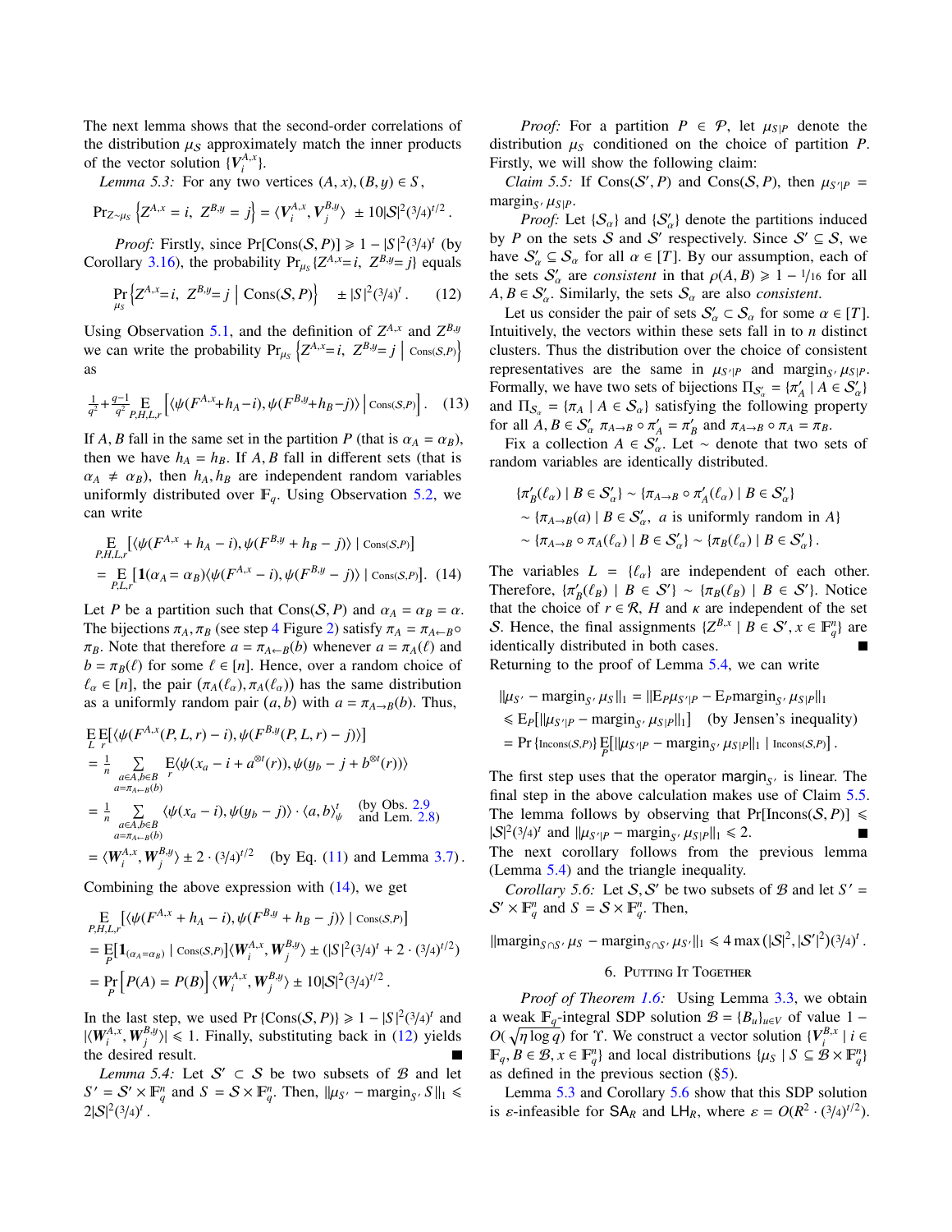The next lemma shows that the second-order correlations of the distribution $\mu_S$ approximately match the inner products of the vector solution $\{\boldsymbol{V}_i^{A,x}\}$.

*Lemma 5.3:* For any two vertices $(A, x), (B, y) \in S$,

$$\Pr_{Z\sim\mu_S}\left\{Z^{A,x} = i,\ Z^{B,y} = j\right\} = \langle \boldsymbol{V}_i^{A,x}, \boldsymbol{V}_j^{B,y}\rangle \ \pm 10|\mathcal{S}|^2(3/4)^{t/2}\,.$$

*Proof:* Firstly, since $\Pr[\mathrm{Cons}(\mathcal{S}, P)] \geqslant 1 - |S|^2(3/4)^t$ (by Corollary 3.16), the probability $\Pr_{\mu_S}\{Z^{A,x}=i,\ Z^{B,y}=j\}$ equals

$$\Pr_{\mu_S}\left\{Z^{A,x}=i,\ Z^{B,y}=j \;\middle|\; \mathrm{Cons}(\mathcal{S}, P)\right\} \quad \pm |S|^2(3/4)^t\,. \qquad (12)$$

Using Observation 5.1, and the definition of $Z^{A,x}$ and $Z^{B,y}$ we can write the probability $\Pr_{\mu_S}\left\{Z^{A,x}=i,\ Z^{B,y}=j \;\middle|\; \mathrm{Cons}(\mathcal{S},P)\right\}$ as

$$\tfrac{1}{q^2} + \tfrac{q-1}{q^2}\mathop{\mathrm{E}}_{P,H,L,r}\left[\langle\psi(F^{A,x}+h_A-i), \psi(F^{B,y}+h_B-j)\rangle \;\middle|\; \mathrm{Cons}(\mathcal{S},P)\right]. \quad (13)$$

If $A, B$ fall in the same set in the partition $P$ (that is $\alpha_A = \alpha_B$), then we have $h_A = h_B$. If $A, B$ fall in different sets (that is $\alpha_A \neq \alpha_B$), then $h_A, h_B$ are independent random variables uniformly distributed over $\mathbb{F}_q$. Using Observation 5.2, we can write

$$\begin{aligned}
&\mathop{\mathrm{E}}_{P,H,L,r}\left[\langle\psi(F^{A,x} + h_A - i), \psi(F^{B,y} + h_B - j)\rangle \mid \mathrm{Cons}(\mathcal{S},P)\right] \\
&= \mathop{\mathrm{E}}_{P,L,r}\left[\mathbf{1}(\alpha_A = \alpha_B)\langle\psi(F^{A,x} - i), \psi(F^{B,y} - j)\rangle \mid \mathrm{Cons}(\mathcal{S},P)\right]. \quad (14)
\end{aligned}$$

Let $P$ be a partition such that $\mathrm{Cons}(\mathcal{S}, P)$ and $\alpha_A = \alpha_B = \alpha$. The bijections $\pi_A, \pi_B$ (see step 4 Figure 2) satisfy $\pi_A = \pi_{A\leftarrow B}\circ \pi_B$. Note that therefore $a = \pi_{A\leftarrow B}(b)$ whenever $a = \pi_A(\ell)$ and $b = \pi_B(\ell)$ for some $\ell \in [n]$. Hence, over a random choice of $\ell_\alpha \in [n]$, the pair $(\pi_A(\ell_\alpha), \pi_A(\ell_\alpha))$ has the same distribution as a uniformly random pair $(a, b)$ with $a = \pi_{A\rightarrow B}(b)$. Thus,

$$\begin{aligned}
&\mathop{\mathrm{E}}_L \mathop{\mathrm{E}}_r\left[\langle\psi(F^{A,x}(P, L, r) - i), \psi(F^{B,y}(P, L, r) - j)\rangle\right] \\
&= \frac{1}{n}\sum_{\substack{a\in A, b\in B\\ a=\pi_{A\leftarrow B}(b)}} \mathop{\mathrm{E}}_r\langle\psi(x_a - i + a^{\otimes t}(r)), \psi(y_b - j + b^{\otimes t}(r))\rangle \\
&= \frac{1}{n}\sum_{\substack{a\in A, b\in B\\ a=\pi_{A\leftarrow B}(b)}} \langle\psi(x_a - i), \psi(y_b - j)\rangle \cdot \langle a, b\rangle_\psi^t \quad \text{(by Obs. 2.9 and Lem. 2.8)} \\
&= \langle \boldsymbol{W}_i^{A,x}, \boldsymbol{W}_j^{B,y}\rangle \pm 2\cdot (3/4)^{t/2} \quad \text{(by Eq. (11) and Lemma 3.7)}.
\end{aligned}$$

Combining the above expression with (14), we get

$$\begin{aligned}
&\mathop{\mathrm{E}}_{P,H,L,r}\left[\langle\psi(F^{A,x} + h_A - i), \psi(F^{B,y} + h_B - j)\rangle \mid \mathrm{Cons}(\mathcal{S},P)\right] \\
&= \mathop{\mathrm{E}}_P\left[\mathbf{1}_{(\alpha_A=\alpha_B)} \mid \mathrm{Cons}(\mathcal{S},P)\right]\langle \boldsymbol{W}_i^{A,x}, \boldsymbol{W}_j^{B,y}\rangle \pm (|S|^2(3/4)^t + 2\cdot(3/4)^{t/2}) \\
&= \Pr_P\left[P(A) = P(B)\right]\langle \boldsymbol{W}_i^{A,x}, \boldsymbol{W}_j^{B,y}\rangle \pm 10|\mathcal{S}|^2(3/4)^{t/2}\,.
\end{aligned}$$

In the last step, we used $\Pr\{\mathrm{Cons}(\mathcal{S}, P)\} \geqslant 1 - |S|^2(3/4)^t$ and $|\langle \boldsymbol{W}_i^{A,x}, \boldsymbol{W}_j^{B,y}\rangle| \leqslant 1$. Finally, substituting back in (12) yields the desired result. ∎

*Lemma 5.4:* Let $\mathcal{S}' \subset \mathcal{S}$ be two subsets of $\mathcal{B}$ and let $S' = \mathcal{S}' \times \mathbb{F}_q^n$ and $S = \mathcal{S} \times \mathbb{F}_q^n$. Then, $\|\mu_{S'} - \mathrm{margin}_{S'} S\|_1 \leqslant 2|\mathcal{S}|^2(3/4)^t$.

*Proof:* For a partition $P \in \mathcal{P}$, let $\mu_{S|P}$ denote the distribution $\mu_S$ conditioned on the choice of partition $P$. Firstly, we will show the following claim:

*Claim 5.5:* If $\mathrm{Cons}(\mathcal{S}', P)$ and $\mathrm{Cons}(\mathcal{S}, P)$, then $\mu_{S'|P} = \mathrm{margin}_{S'}\mu_{S|P}$.

*Proof:* Let $\{\mathcal{S}_\alpha\}$ and $\{\mathcal{S}'_\alpha\}$ denote the partitions induced by $P$ on the sets $\mathcal{S}$ and $\mathcal{S}'$ respectively. Since $\mathcal{S}' \subseteq \mathcal{S}$, we have $\mathcal{S}'_\alpha \subseteq \mathcal{S}_\alpha$ for all $\alpha \in [T]$. By our assumption, each of the sets $\mathcal{S}'_\alpha$ are *consistent* in that $\rho(A, B) \geqslant 1 - 1/16$ for all $A, B \in \mathcal{S}'_\alpha$. Similarly, the sets $\mathcal{S}_\alpha$ are also *consistent*.

Let us consider the pair of sets $\mathcal{S}'_\alpha \subset \mathcal{S}_\alpha$ for some $\alpha \in [T]$. Intuitively, the vectors within these sets fall in to $n$ distinct clusters. Thus the distribution over the choice of consistent representatives are the same in $\mu_{S'|P}$ and $\mathrm{margin}_{S'}\mu_{S|P}$. Formally, we have two sets of bijections $\Pi_{\mathcal{S}'_\alpha} = \{\pi'_A \mid A \in \mathcal{S}'_\alpha\}$ and $\Pi_{\mathcal{S}_\alpha} = \{\pi_A \mid A \in \mathcal{S}_\alpha\}$ satisfying the following property for all $A, B \in \mathcal{S}'_\alpha$ $\pi_{A\rightarrow B}\circ\pi'_A = \pi'_B$ and $\pi_{A\rightarrow B}\circ\pi_A = \pi_B$.

Fix a collection $A \in \mathcal{S}'_\alpha$. Let $\sim$ denote that two sets of random variables are identically distributed.

$$\begin{aligned}
&\{\pi'_B(\ell_\alpha) \mid B \in \mathcal{S}'_\alpha\} \sim \{\pi_{A\rightarrow B}\circ\pi'_A(\ell_\alpha) \mid B \in \mathcal{S}'_\alpha\} \\
&\sim \{\pi_{A\rightarrow B}(a) \mid B \in \mathcal{S}'_\alpha,\ a \text{ is uniformly random in } A\} \\
&\sim \{\pi_{A\rightarrow B}\circ\pi_A(\ell_\alpha) \mid B \in \mathcal{S}'_\alpha\} \sim \{\pi_B(\ell_\alpha) \mid B \in \mathcal{S}'_\alpha\}\,.
\end{aligned}$$

The variables $L = \{\ell_\alpha\}$ are independent of each other. Therefore, $\{\pi'_B(\ell_B) \mid B \in \mathcal{S}'\} \sim \{\pi_B(\ell_B) \mid B \in \mathcal{S}'\}$. Notice that the choice of $r \in \mathcal{R}$, $H$ and $\kappa$ are independent of the set $\mathcal{S}$. Hence, the final assignments $\{Z^{B,x} \mid B \in \mathcal{S}', x \in \mathbb{F}_q^n\}$ are identically distributed in both cases. ∎

Returning to the proof of Lemma 5.4, we can write

$$\begin{aligned}
&\|\mu_{S'} - \mathrm{margin}_{S'}\mu_S\|_1 = \|\mathrm{E}_P\mu_{S'|P} - \mathrm{E}_P\mathrm{margin}_{S'}\mu_{S|P}\|_1 \\
&\leqslant \mathrm{E}_P[\|\mu_{S'|P} - \mathrm{margin}_{S'}\mu_{S|P}\|_1] \quad \text{(by Jensen's inequality)} \\
&= \Pr\{\mathrm{Incons}(\mathcal{S},P)\}\mathop{\mathrm{E}}_P\left[\|\mu_{S'|P} - \mathrm{margin}_{S'}\mu_{S|P}\|_1 \mid \mathrm{Incons}(\mathcal{S},P)\right].
\end{aligned}$$

The first step uses that the operator $\mathsf{margin}_{S'}$ is linear. The final step in the above calculation makes use of Claim 5.5. The lemma follows by observing that $\Pr[\mathrm{Incons}(\mathcal{S}, P)] \leqslant |\mathcal{S}|^2(3/4)^t$ and $\|\mu_{S'|P} - \mathrm{margin}_{S'}\mu_{S|P}\|_1 \leqslant 2$. ∎

The next corollary follows from the previous lemma (Lemma 5.4) and the triangle inequality.

*Corollary 5.6:* Let $\mathcal{S}, \mathcal{S}'$ be two subsets of $\mathcal{B}$ and let $S' = \mathcal{S}' \times \mathbb{F}_q^n$ and $S = \mathcal{S} \times \mathbb{F}_q^n$. Then,

$$\|\mathrm{margin}_{S\cap S'}\mu_S - \mathrm{margin}_{S\cap S'}\mu_{S'}\|_1 \leqslant 4\max(|\mathcal{S}|^2, |\mathcal{S}'|^2)(3/4)^t\,.$$

## 6. Putting It Together

*Proof of Theorem 1.6:* Using Lemma 3.3, we obtain a weak $\mathbb{F}_q$-integral SDP solution $\mathcal{B} = \{B_u\}_{u\in V}$ of value $1 - O(\sqrt{\eta\log q})$ for $\Upsilon$. We construct a vector solution $\{\boldsymbol{V}_i^{B,x} \mid i \in \mathbb{F}_q, B \in \mathcal{B}, x \in \mathbb{F}_q^n\}$ and local distributions $\{\mu_S \mid S \subseteq \mathcal{B} \times \mathbb{F}_q^n\}$ as defined in the previous section (§5).

Lemma 5.3 and Corollary 5.6 show that this SDP solution is $\varepsilon$-infeasible for $\mathsf{SA}_R$ and $\mathsf{LH}_R$, where $\varepsilon = O(R^2\cdot(3/4)^{t/2})$.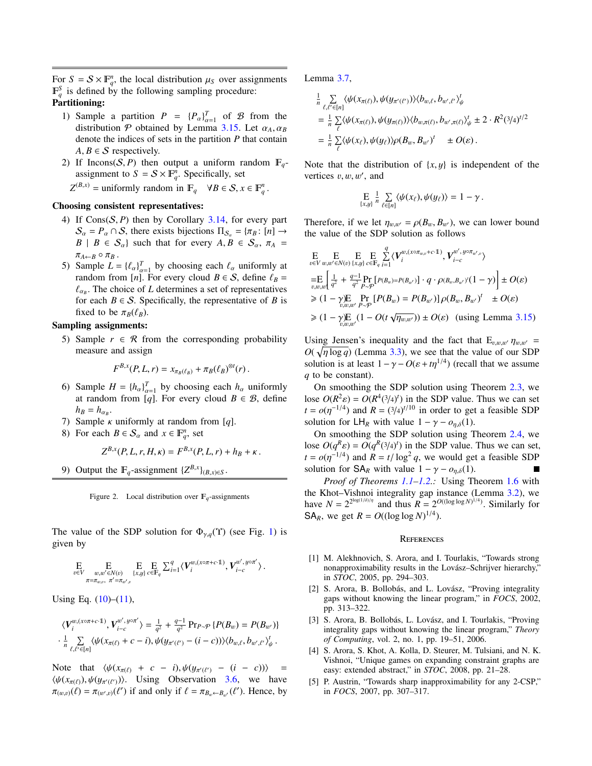For $S = \mathcal{S} \times \mathbb{F}_q^n$, the local distribution $\mu_S$ over assignments $\mathbb{F}_q^S$ is defined by the following sampling procedure:

**Partitioning:**

1) Sample a partition $P = \{P_\alpha\}_{\alpha=1}^T$ of $\mathcal{B}$ from the distribution $\mathcal{P}$ obtained by Lemma 3.15. Let $\alpha_A, \alpha_B$ denote the indices of sets in the partition $P$ that contain $A, B \in \mathcal{S}$ respectively.
2) If $\mathrm{Incons}(\mathcal{S}, P)$ then output a uniform random $\mathbb{F}_q$-assignment to $S = \mathcal{S} \times \mathbb{F}_q^n$. Specifically, set
$$Z^{(B,x)} = \text{uniformly random in } \mathbb{F}_q \quad \forall B \in \mathcal{S}, x \in \mathbb{F}_q^n\,.$$

**Choosing consistent representatives:**

4) If $\mathrm{Cons}(\mathcal{S}, P)$ then by Corollary 3.14, for every part $\mathcal{S}_\alpha = P_\alpha \cap \mathcal{S}$, there exists bijections $\Pi_{\mathcal{S}_\alpha} = \{\pi_B : [n] \to B \mid B \in \mathcal{S}_\alpha\}$ such that for every $A, B \in \mathcal{S}_\alpha$, $\pi_A = \pi_{A \leftarrow B} \circ \pi_B$.
5) Sample $L = \{\ell_\alpha\}_{\alpha=1}^T$ by choosing each $\ell_\alpha$ uniformly at random from $[n]$. For every cloud $B \in \mathcal{S}$, define $\ell_B = \ell_{\alpha_B}$. The choice of $L$ determines a set of representatives for each $B \in \mathcal{S}$. Specifically, the representative of $B$ is fixed to be $\pi_B(\ell_B)$.

**Sampling assignments:**

5) Sample $r \in \mathcal{R}$ from the corresponding probability measure and assign
$$F^{B,x}(P, L, r) = x_{\pi_B(\ell_B)} + \pi_B(\ell_B)^{\otimes t}(r)\,.$$
6) Sample $H = \{h_\alpha\}_{\alpha=1}^T$ by choosing each $h_\alpha$ uniformly at random from $[q]$. For every cloud $B \in \mathcal{B}$, define $h_B = h_{\alpha_B}$.
7) Sample $\kappa$ uniformly at random from $[q]$.
8) For each $B \in \mathcal{S}_\alpha$ and $x \in \mathbb{F}_q^n$, set
$$Z^{B,x}(P, L, r, H, \kappa) = F^{B,x}(P, L, r) + h_B + \kappa\,.$$
9) Output the $\mathbb{F}_q$-assignment $\{Z^{B,x}\}_{(B,x)\in S}$.

Figure 2. Local distribution over $\mathbb{F}_q$-assignments

The value of the SDP solution for $\Phi_{\gamma,q}(\Upsilon)$ (see Fig. 1) is given by

$$\mathop{\mathbb{E}}_{v\in V} \mathop{\mathbb{E}}_{\substack{w,w'\in N(v)\\ \pi=\pi_{w,v},\ \pi'=\pi_{w',v}}} \mathop{\mathbb{E}}_{\{x,y\}} \mathop{\mathbb{E}}_{c\in\mathbb{F}_q} \textstyle\sum_{i=1}^q \langle \boldsymbol{V}_i^{w,(x\circ\pi+c\cdot\mathbb{1})}, \boldsymbol{V}_{i-c}^{w',y\circ\pi'}\rangle\,.$$

Using Eq. (10)–(11),

$$\langle \boldsymbol{V}_i^{w,(x\circ\pi+c\cdot\mathbb{1})}, \boldsymbol{V}_{i-c}^{w',y\circ\pi'}\rangle = \tfrac{1}{q^2} + \tfrac{q-1}{q^2} \Pr_{P\sim\mathcal{P}}\{P(B_w) = P(B_{w'})\}$$
$$\cdot \tfrac{1}{n} \sum_{\ell,\ell'\in[n]} \langle \psi(x_{\pi(\ell)} + c - i), \psi(y_{\pi'(\ell')} - (i-c))\rangle \langle b_{w,\ell}, b_{w',\ell'}\rangle_\psi^t\,.$$

Note that $\langle \psi(x_{\pi(\ell)} + c - i), \psi(y_{\pi'(\ell')} - (i-c))\rangle = \langle \psi(x_{\pi(\ell)}), \psi(y_{\pi'(\ell')})\rangle$. Using Observation 3.6, we have $\pi_{(w,v)}(\ell) = \pi_{(w',v)}(\ell')$ if and only if $\ell = \pi_{B_w \leftarrow B_{w'}}(\ell')$. Hence, by Lemma 3.7,

$$\begin{aligned}
&\tfrac{1}{n} \sum_{\ell,\ell'\in[n]} \langle \psi(x_{\pi(\ell)}), \psi(y_{\pi'(\ell')})\rangle \langle b_{w,\ell}, b_{w',\ell'}\rangle_\psi^t \\
&= \tfrac{1}{n} \sum_{\ell} \langle \psi(x_{\pi(\ell)}), \psi(y_{\pi(\ell)})\rangle \langle b_{w,\pi(\ell)}, b_{w',\pi(\ell)}\rangle_\psi^t \pm 2\cdot R^2 (3/4)^{t/2} \\
&= \tfrac{1}{n} \sum_{\ell} \langle \psi(x_\ell), \psi(y_\ell)\rangle \rho(B_w, B_{w'})^t \quad \pm O(\varepsilon)\,.
\end{aligned}$$

Note that the distribution of $\{x, y\}$ is independent of the vertices $v, w, w'$, and

$$\mathop{\mathbb{E}}_{\{x,y\}} \tfrac{1}{n} \sum_{\ell\in[n]} \langle \psi(x_\ell), \psi(y_\ell)\rangle = 1 - \gamma\,.$$

Therefore, if we let $\eta_{w,w'} = \rho(B_w, B_{w'})$, we can lower bound the value of the SDP solution as follows

$$\begin{aligned}
&\mathop{\mathbb{E}}_{v\in V} \mathop{\mathbb{E}}_{w,w'\in N(v)} \mathop{\mathbb{E}}_{\{x,y\}} \mathop{\mathbb{E}}_{c\in\mathbb{F}_q} \sum_{i=1}^q \langle \boldsymbol{V}_i^{w,(x\circ\pi_{w,v}+c\cdot\mathbb{1})}, \boldsymbol{V}_{i-c}^{w',y\circ\pi_{w',v}}\rangle \\
&= \mathop{\mathbb{E}}_{v,w,w'} \left[ \tfrac{1}{q^2} + \tfrac{q-1}{q^2} \Pr_{P\sim\mathcal{P}}[P(B_w) = P(B_{w'})] \cdot q \cdot \rho(B_w, B_{w'})^t (1-\gamma) \right] \pm O(\varepsilon) \\
&\geqslant (1-\gamma) \mathop{\mathbb{E}}_{v,w,w'} \Pr_{P\sim\mathcal{P}}[P(B_w) = P(B_{w'})] \rho(B_w, B_{w'})^t \quad \pm O(\varepsilon) \\
&\geqslant (1-\gamma) \mathop{\mathbb{E}}_{v,w,w'} (1 - O(t\sqrt{\eta_{w,w'}})) \pm O(\varepsilon) \quad \text{(using Lemma 3.15)}
\end{aligned}$$

Using Jensen's inequality and the fact that $\mathbb{E}_{v,w,w'} \eta_{w,w'} = O(\sqrt{\eta \log q})$ (Lemma 3.3), we see that the value of our SDP solution is at least $1 - \gamma - O(\varepsilon + t\eta^{1/4})$ (recall that we assume $q$ to be constant).

On smoothing the SDP solution using Theorem 2.3, we lose $O(R^2\varepsilon) = O(R^4 (3/4)^t)$ in the SDP value. Thus we can set $t = o(\eta^{-1/4})$ and $R = (3/4)^{t/10}$ in order to get a feasible SDP solution for $\mathsf{LH}_R$ with value $1 - \gamma - o_{\eta,\delta}(1)$.

On smoothing the SDP solution using Theorem 2.4, we lose $O(q^R\varepsilon) = O(q^R (3/4)^t)$ in the SDP value. Thus we can set, $t = o(\eta^{-1/4})$ and $R = t/\log^2 q$, we would get a feasible SDP solution for $\mathsf{SA}_R$ with value $1 - \gamma - o_{\eta,\delta}(1)$. ∎

*Proof of Theorems 1.1–1.2.:* Using Theorem 1.6 with the Khot–Vishnoi integrality gap instance (Lemma 3.2), we have $N = 2^{2^{\log(1/\delta)/\eta}}$ and thus $R = 2^{O((\log\log N)^{1/4})}$. Similarly for $\mathsf{SA}_R$, we get $R = O((\log\log N)^{1/4})$.

## References

[1] M. Alekhnovich, S. Arora, and I. Tourlakis, "Towards strong nonapproximability results in the Lovász–Schrijver hierarchy," in *STOC*, 2005, pp. 294–303.

[2] S. Arora, B. Bollobás, and L. Lovász, "Proving integrality gaps without knowing the linear program," in *FOCS*, 2002, pp. 313–322.

[3] S. Arora, B. Bollobás, L. Lovász, and I. Tourlakis, "Proving integrality gaps without knowing the linear program," *Theory of Computing*, vol. 2, no. 1, pp. 19–51, 2006.

[4] S. Arora, S. Khot, A. Kolla, D. Steurer, M. Tulsiani, and N. K. Vishnoi, "Unique games on expanding constraint graphs are easy: extended abstract," in *STOC*, 2008, pp. 21–28.

[5] P. Austrin, "Towards sharp inapproximability for any 2-CSP," in *FOCS*, 2007, pp. 307–317.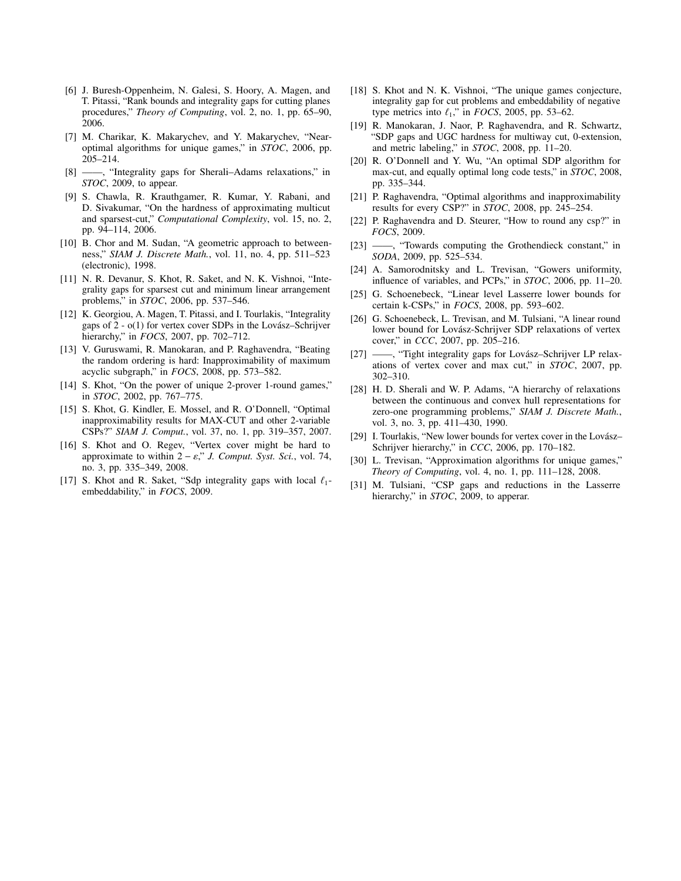[6] J. Buresh-Oppenheim, N. Galesi, S. Hoory, A. Magen, and T. Pitassi, "Rank bounds and integrality gaps for cutting planes procedures," *Theory of Computing*, vol. 2, no. 1, pp. 65–90, 2006.

[7] M. Charikar, K. Makarychev, and Y. Makarychev, "Near-optimal algorithms for unique games," in *STOC*, 2006, pp. 205–214.

[8] ——, "Integrality gaps for Sherali–Adams relaxations," in *STOC*, 2009, to appear.

[9] S. Chawla, R. Krauthgamer, R. Kumar, Y. Rabani, and D. Sivakumar, "On the hardness of approximating multicut and sparsest-cut," *Computational Complexity*, vol. 15, no. 2, pp. 94–114, 2006.

[10] B. Chor and M. Sudan, "A geometric approach to betweenness," *SIAM J. Discrete Math.*, vol. 11, no. 4, pp. 511–523 (electronic), 1998.

[11] N. R. Devanur, S. Khot, R. Saket, and N. K. Vishnoi, "Integrality gaps for sparsest cut and minimum linear arrangement problems," in *STOC*, 2006, pp. 537–546.

[12] K. Georgiou, A. Magen, T. Pitassi, and I. Tourlakis, "Integrality gaps of 2 - o(1) for vertex cover SDPs in the Lovász–Schrijver hierarchy," in *FOCS*, 2007, pp. 702–712.

[13] V. Guruswami, R. Manokaran, and P. Raghavendra, "Beating the random ordering is hard: Inapproximability of maximum acyclic subgraph," in *FOCS*, 2008, pp. 573–582.

[14] S. Khot, "On the power of unique 2-prover 1-round games," in *STOC*, 2002, pp. 767–775.

[15] S. Khot, G. Kindler, E. Mossel, and R. O'Donnell, "Optimal inapproximability results for MAX-CUT and other 2-variable CSPs?" *SIAM J. Comput.*, vol. 37, no. 1, pp. 319–357, 2007.

[16] S. Khot and O. Regev, "Vertex cover might be hard to approximate to within $2 - \varepsilon$," *J. Comput. Syst. Sci.*, vol. 74, no. 3, pp. 335–349, 2008.

[17] S. Khot and R. Saket, "Sdp integrality gaps with local $\ell_1$-embeddability," in *FOCS*, 2009.

[18] S. Khot and N. K. Vishnoi, "The unique games conjecture, integrality gap for cut problems and embeddability of negative type metrics into $\ell_1$," in *FOCS*, 2005, pp. 53–62.

[19] R. Manokaran, J. Naor, P. Raghavendra, and R. Schwartz, "SDP gaps and UGC hardness for multiway cut, 0-extension, and metric labeling," in *STOC*, 2008, pp. 11–20.

[20] R. O'Donnell and Y. Wu, "An optimal SDP algorithm for max-cut, and equally optimal long code tests," in *STOC*, 2008, pp. 335–344.

[21] P. Raghavendra, "Optimal algorithms and inapproximability results for every CSP?" in *STOC*, 2008, pp. 245–254.

[22] P. Raghavendra and D. Steurer, "How to round any csp?" in *FOCS*, 2009.

[23] ——, "Towards computing the Grothendieck constant," in *SODA*, 2009, pp. 525–534.

[24] A. Samorodnitsky and L. Trevisan, "Gowers uniformity, influence of variables, and PCPs," in *STOC*, 2006, pp. 11–20.

[25] G. Schoenebeck, "Linear level Lasserre lower bounds for certain k-CSPs," in *FOCS*, 2008, pp. 593–602.

[26] G. Schoenebeck, L. Trevisan, and M. Tulsiani, "A linear round lower bound for Lovász-Schrijver SDP relaxations of vertex cover," in *CCC*, 2007, pp. 205–216.

[27] ——, "Tight integrality gaps for Lovász–Schrijver LP relaxations of vertex cover and max cut," in *STOC*, 2007, pp. 302–310.

[28] H. D. Sherali and W. P. Adams, "A hierarchy of relaxations between the continuous and convex hull representations for zero-one programming problems," *SIAM J. Discrete Math.*, vol. 3, no. 3, pp. 411–430, 1990.

[29] I. Tourlakis, "New lower bounds for vertex cover in the Lovász–Schrijver hierarchy," in *CCC*, 2006, pp. 170–182.

[30] L. Trevisan, "Approximation algorithms for unique games," *Theory of Computing*, vol. 4, no. 1, pp. 111–128, 2008.

[31] M. Tulsiani, "CSP gaps and reductions in the Lasserre hierarchy," in *STOC*, 2009, to apperar.